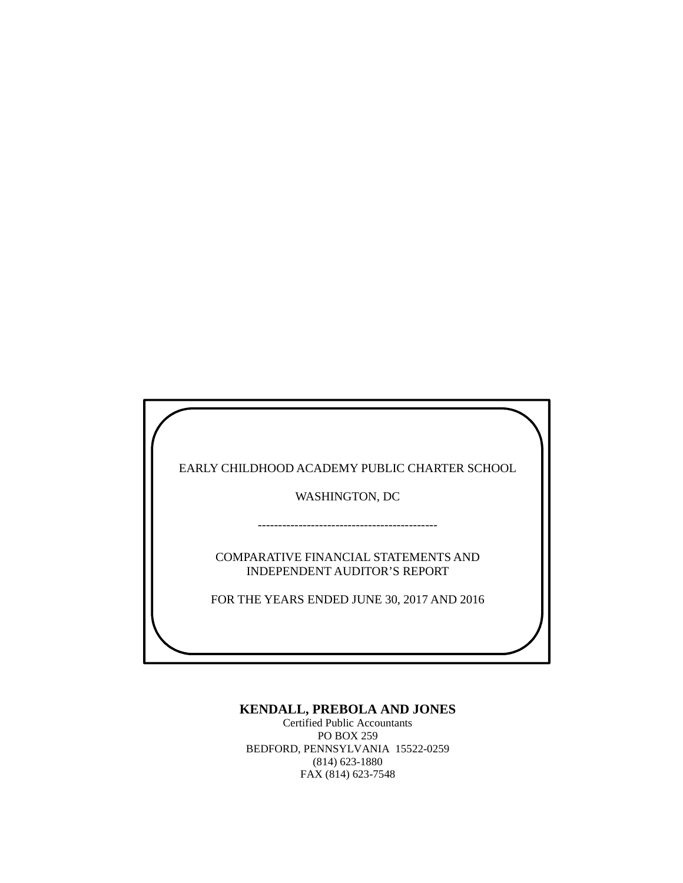EARLY CHILDHOOD ACADEMY PUBLIC CHARTER SCHOOL

WASHINGTON, DC

--------------------------------------------

COMPARATIVE FINANCIAL STATEMENTS AND
INDEPENDENT AUDITOR'S REPORT

FOR THE YEARS ENDED JUNE 30, 2017 AND 2016

**KENDALL, PREBOLA AND JONES**
Certified Public Accountants
PO BOX 259
BEDFORD, PENNSYLVANIA 15522-0259
(814) 623-1880
FAX (814) 623-7548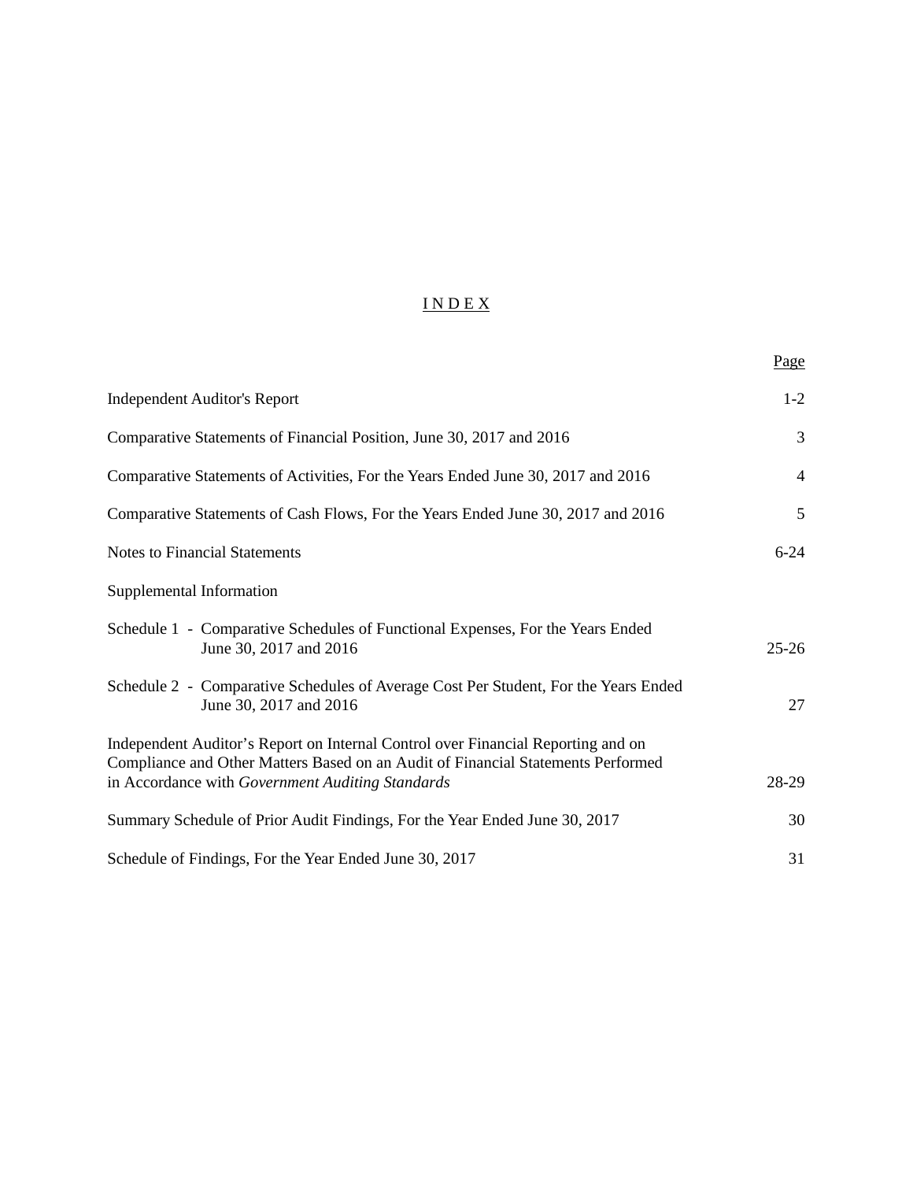# I N D E X

| | Page |
|---|---|
| Independent Auditor's Report | 1-2 |
| Comparative Statements of Financial Position, June 30, 2017 and 2016 | 3 |
| Comparative Statements of Activities, For the Years Ended June 30, 2017 and 2016 | 4 |
| Comparative Statements of Cash Flows, For the Years Ended June 30, 2017 and 2016 | 5 |
| Notes to Financial Statements | 6-24 |
| Supplemental Information | |
| Schedule 1 - Comparative Schedules of Functional Expenses, For the Years Ended June 30, 2017 and 2016 | 25-26 |
| Schedule 2 - Comparative Schedules of Average Cost Per Student, For the Years Ended June 30, 2017 and 2016 | 27 |
| Independent Auditor's Report on Internal Control over Financial Reporting and on Compliance and Other Matters Based on an Audit of Financial Statements Performed in Accordance with *Government Auditing Standards* | 28-29 |
| Summary Schedule of Prior Audit Findings, For the Year Ended June 30, 2017 | 30 |
| Schedule of Findings, For the Year Ended June 30, 2017 | 31 |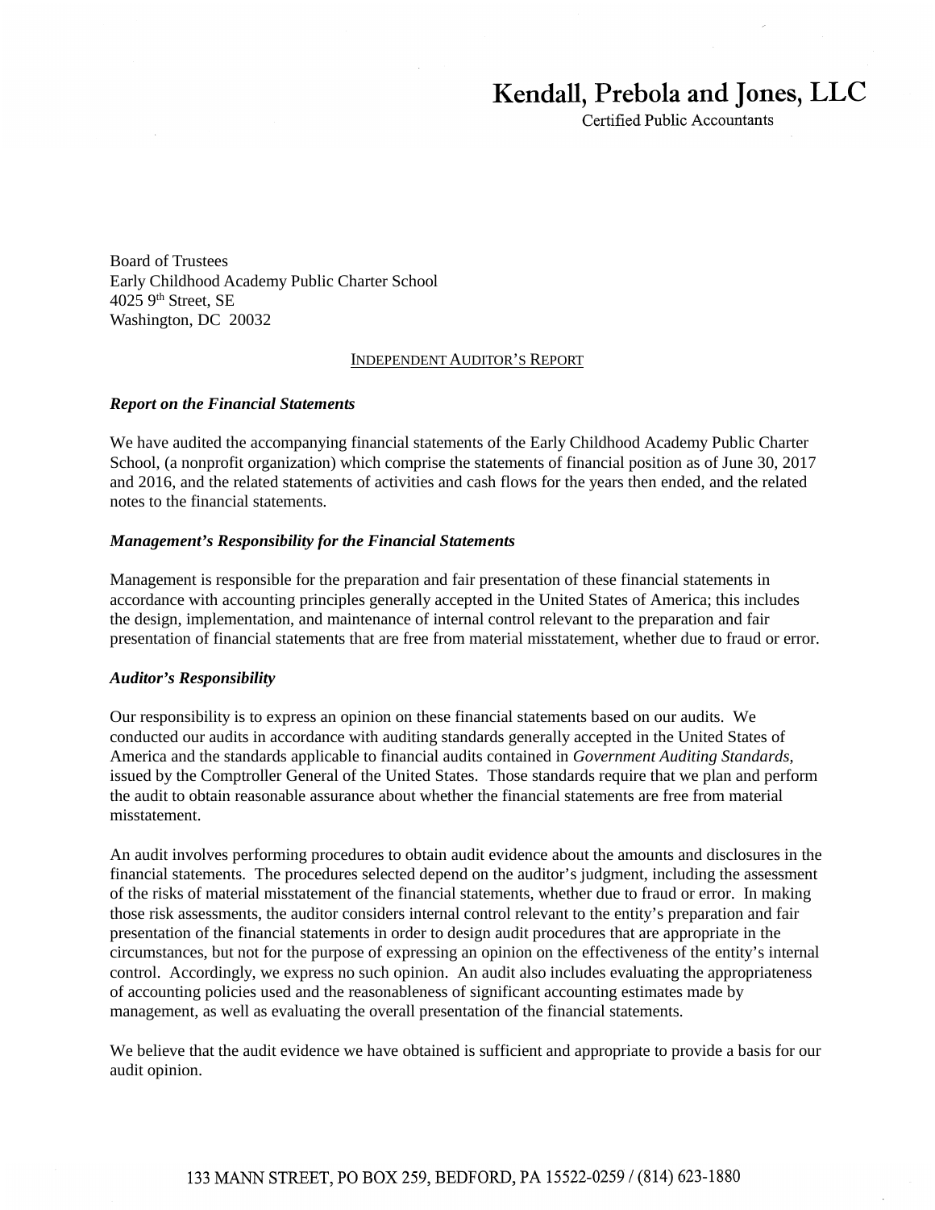# Kendall, Prebola and Jones, LLC

Certified Public Accountants

Board of Trustees
Early Childhood Academy Public Charter School
4025 9th Street, SE
Washington, DC 20032

INDEPENDENT AUDITOR'S REPORT

***Report on the Financial Statements***

We have audited the accompanying financial statements of the Early Childhood Academy Public Charter School, (a nonprofit organization) which comprise the statements of financial position as of June 30, 2017 and 2016, and the related statements of activities and cash flows for the years then ended, and the related notes to the financial statements.

***Management's Responsibility for the Financial Statements***

Management is responsible for the preparation and fair presentation of these financial statements in accordance with accounting principles generally accepted in the United States of America; this includes the design, implementation, and maintenance of internal control relevant to the preparation and fair presentation of financial statements that are free from material misstatement, whether due to fraud or error.

***Auditor's Responsibility***

Our responsibility is to express an opinion on these financial statements based on our audits. We conducted our audits in accordance with auditing standards generally accepted in the United States of America and the standards applicable to financial audits contained in *Government Auditing Standards*, issued by the Comptroller General of the United States. Those standards require that we plan and perform the audit to obtain reasonable assurance about whether the financial statements are free from material misstatement.

An audit involves performing procedures to obtain audit evidence about the amounts and disclosures in the financial statements. The procedures selected depend on the auditor's judgment, including the assessment of the risks of material misstatement of the financial statements, whether due to fraud or error. In making those risk assessments, the auditor considers internal control relevant to the entity's preparation and fair presentation of the financial statements in order to design audit procedures that are appropriate in the circumstances, but not for the purpose of expressing an opinion on the effectiveness of the entity's internal control. Accordingly, we express no such opinion. An audit also includes evaluating the appropriateness of accounting policies used and the reasonableness of significant accounting estimates made by management, as well as evaluating the overall presentation of the financial statements.

We believe that the audit evidence we have obtained is sufficient and appropriate to provide a basis for our audit opinion.

133 MANN STREET, PO BOX 259, BEDFORD, PA 15522-0259 / (814) 623-1880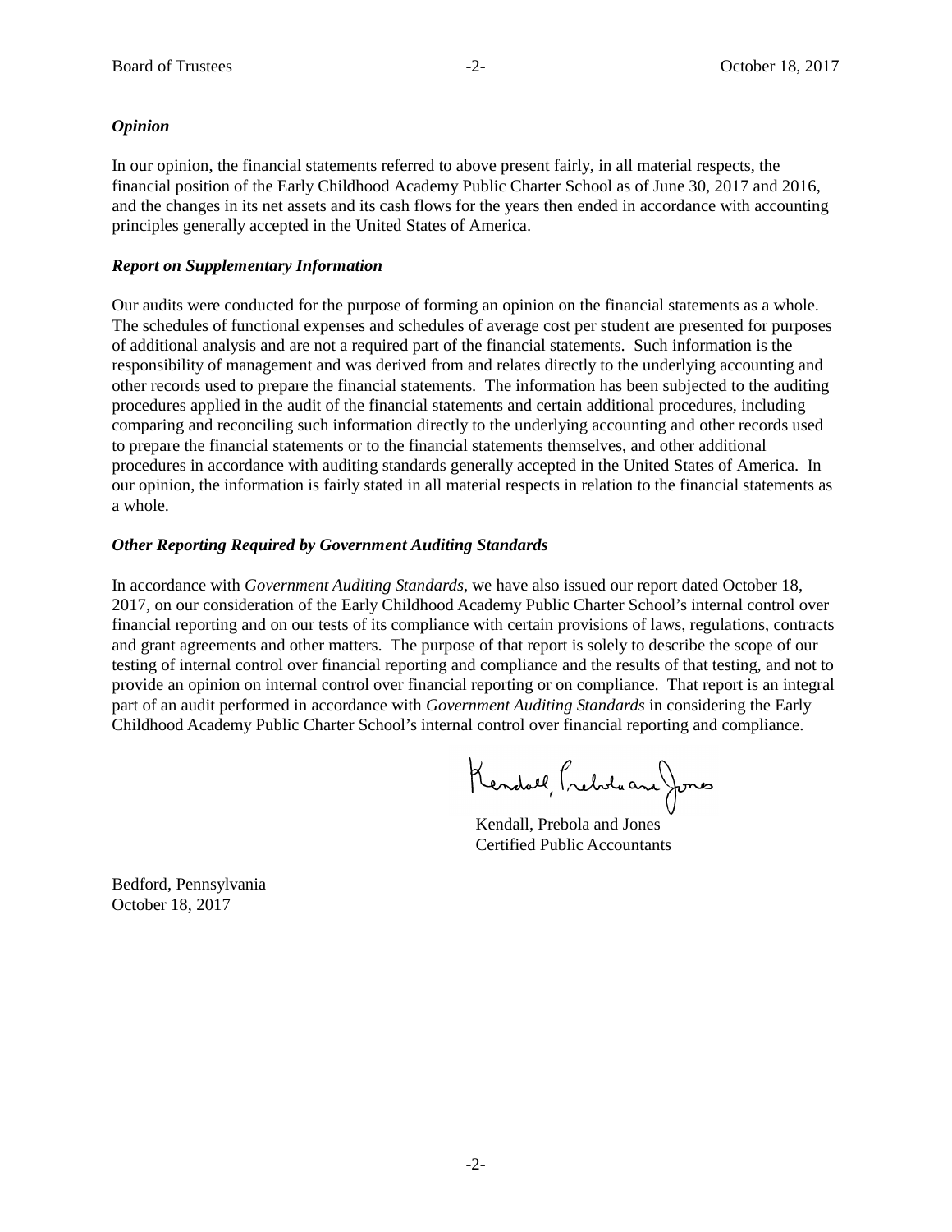### *Opinion*

In our opinion, the financial statements referred to above present fairly, in all material respects, the financial position of the Early Childhood Academy Public Charter School as of June 30, 2017 and 2016, and the changes in its net assets and its cash flows for the years then ended in accordance with accounting principles generally accepted in the United States of America.

### *Report on Supplementary Information*

Our audits were conducted for the purpose of forming an opinion on the financial statements as a whole. The schedules of functional expenses and schedules of average cost per student are presented for purposes of additional analysis and are not a required part of the financial statements. Such information is the responsibility of management and was derived from and relates directly to the underlying accounting and other records used to prepare the financial statements. The information has been subjected to the auditing procedures applied in the audit of the financial statements and certain additional procedures, including comparing and reconciling such information directly to the underlying accounting and other records used to prepare the financial statements or to the financial statements themselves, and other additional procedures in accordance with auditing standards generally accepted in the United States of America. In our opinion, the information is fairly stated in all material respects in relation to the financial statements as a whole.

### *Other Reporting Required by Government Auditing Standards*

In accordance with *Government Auditing Standards*, we have also issued our report dated October 18, 2017, on our consideration of the Early Childhood Academy Public Charter School's internal control over financial reporting and on our tests of its compliance with certain provisions of laws, regulations, contracts and grant agreements and other matters. The purpose of that report is solely to describe the scope of our testing of internal control over financial reporting and compliance and the results of that testing, and not to provide an opinion on internal control over financial reporting or on compliance. That report is an integral part of an audit performed in accordance with *Government Auditing Standards* in considering the Early Childhood Academy Public Charter School's internal control over financial reporting and compliance.

Kendall, Prebola and Jones

Kendall, Prebola and Jones
Certified Public Accountants

Bedford, Pennsylvania
October 18, 2017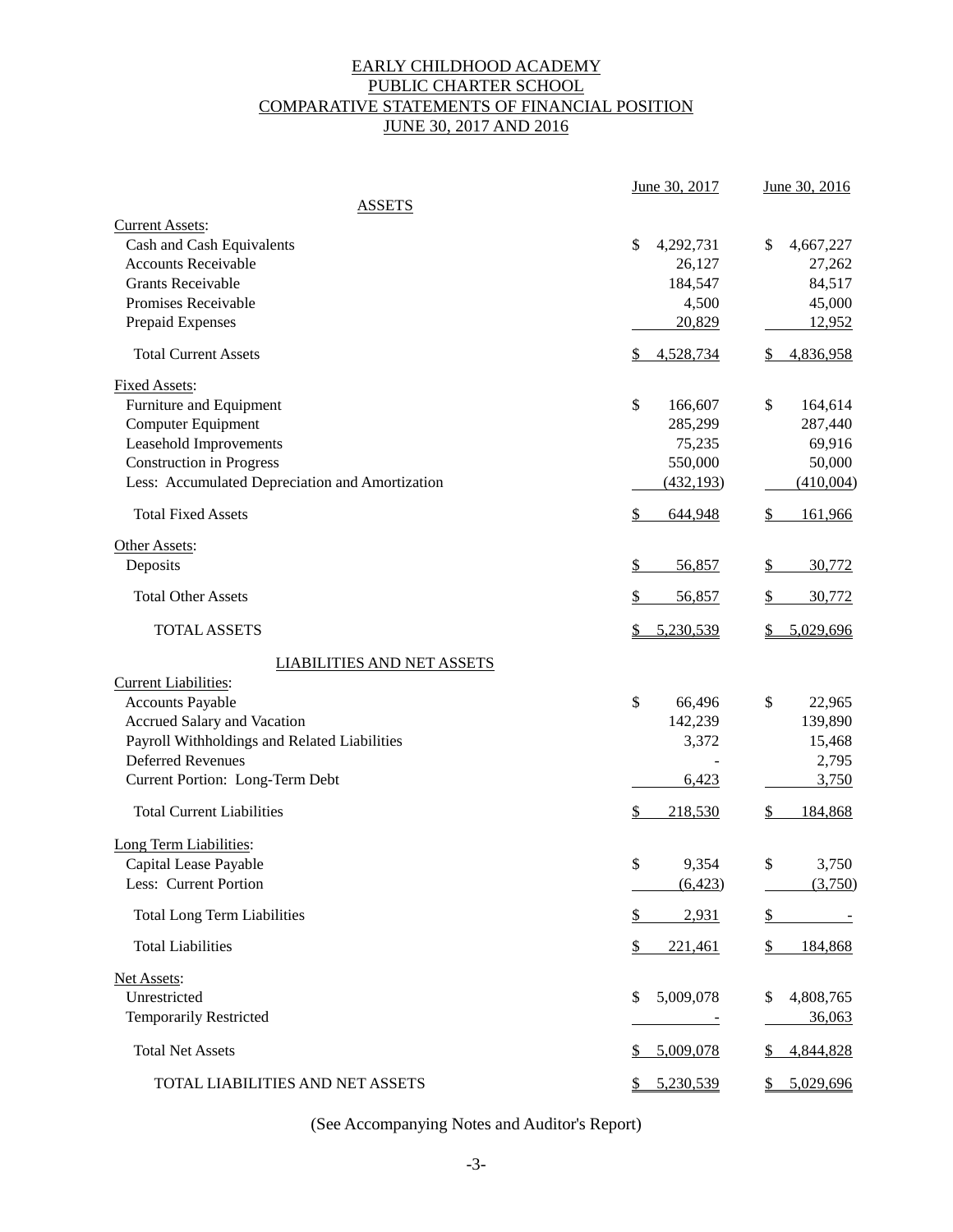# EARLY CHILDHOOD ACADEMY
# PUBLIC CHARTER SCHOOL
# COMPARATIVE STATEMENTS OF FINANCIAL POSITION
# JUNE 30, 2017 AND 2016

| | June 30, 2017 | June 30, 2016 |
|---|---|---|
| **ASSETS** | | |
| Current Assets: | | |
| Cash and Cash Equivalents | $ 4,292,731 | $ 4,667,227 |
| Accounts Receivable | 26,127 | 27,262 |
| Grants Receivable | 184,547 | 84,517 |
| Promises Receivable | 4,500 | 45,000 |
| Prepaid Expenses | 20,829 | 12,952 |
| Total Current Assets | $ 4,528,734 | $ 4,836,958 |
| Fixed Assets: | | |
| Furniture and Equipment | $ 166,607 | $ 164,614 |
| Computer Equipment | 285,299 | 287,440 |
| Leasehold Improvements | 75,235 | 69,916 |
| Construction in Progress | 550,000 | 50,000 |
| Less: Accumulated Depreciation and Amortization | (432,193) | (410,004) |
| Total Fixed Assets | $ 644,948 | $ 161,966 |
| Other Assets: | | |
| Deposits | $ 56,857 | $ 30,772 |
| Total Other Assets | $ 56,857 | $ 30,772 |
| TOTAL ASSETS | $ 5,230,539 | $ 5,029,696 |
| **LIABILITIES AND NET ASSETS** | | |
| Current Liabilities: | | |
| Accounts Payable | $ 66,496 | $ 22,965 |
| Accrued Salary and Vacation | 142,239 | 139,890 |
| Payroll Withholdings and Related Liabilities | 3,372 | 15,468 |
| Deferred Revenues | - | 2,795 |
| Current Portion: Long-Term Debt | 6,423 | 3,750 |
| Total Current Liabilities | $ 218,530 | $ 184,868 |
| Long Term Liabilities: | | |
| Capital Lease Payable | $ 9,354 | $ 3,750 |
| Less: Current Portion | (6,423) | (3,750) |
| Total Long Term Liabilities | $ 2,931 | $ - |
| Total Liabilities | $ 221,461 | $ 184,868 |
| Net Assets: | | |
| Unrestricted | $ 5,009,078 | $ 4,808,765 |
| Temporarily Restricted | - | 36,063 |
| Total Net Assets | $ 5,009,078 | $ 4,844,828 |
| TOTAL LIABILITIES AND NET ASSETS | $ 5,230,539 | $ 5,029,696 |

(See Accompanying Notes and Auditor's Report)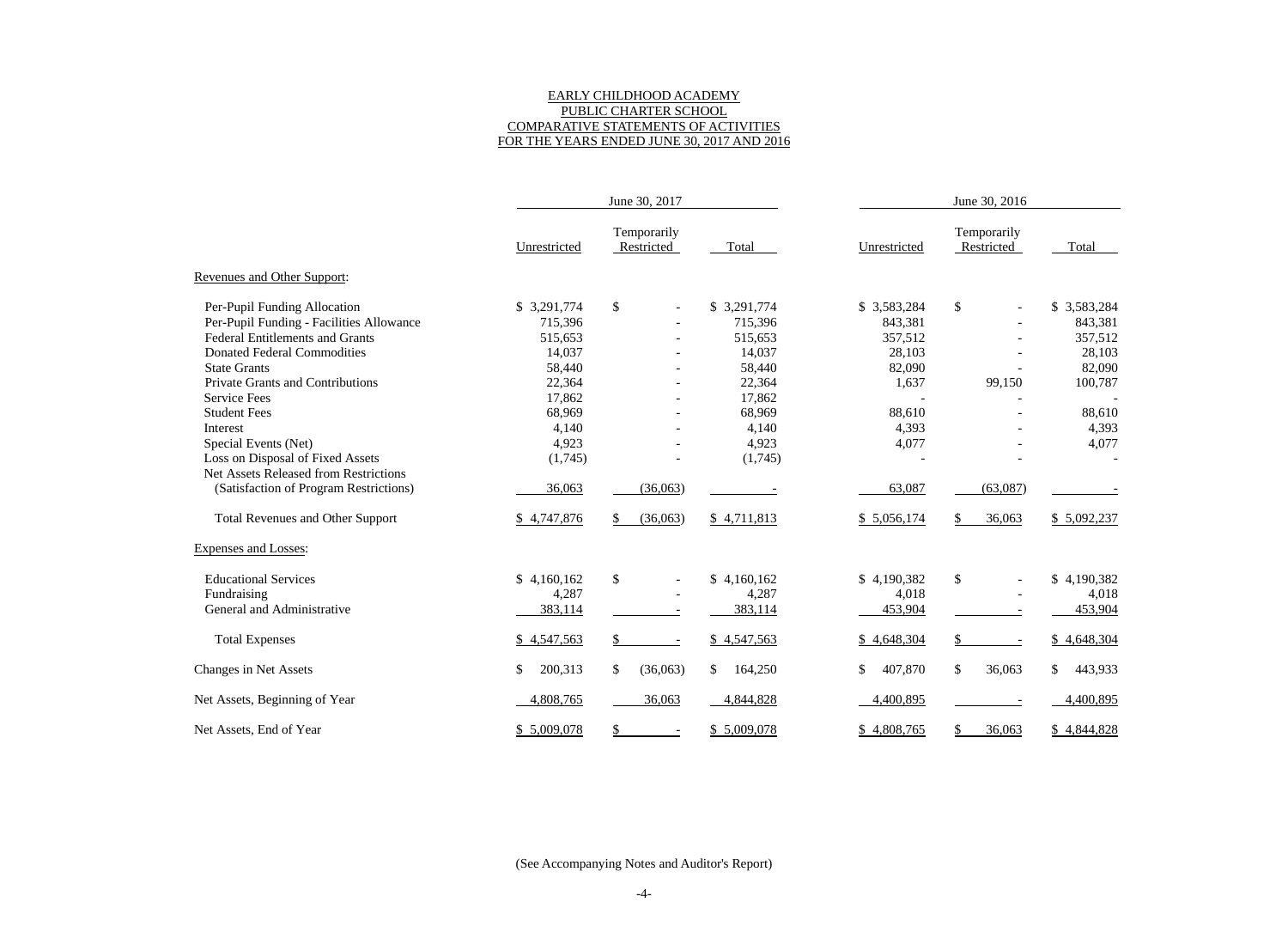# EARLY CHILDHOOD ACADEMY
# PUBLIC CHARTER SCHOOL
## COMPARATIVE STATEMENTS OF ACTIVITIES
### FOR THE YEARS ENDED JUNE 30, 2017 AND 2016

| | June 30, 2017 | | | June 30, 2016 | | |
|---|---|---|---|---|---|---|
| | Unrestricted | Temporarily Restricted | Total | Unrestricted | Temporarily Restricted | Total |
| Revenues and Other Support: | | | | | | |
| Per-Pupil Funding Allocation | $ 3,291,774 | $ - | $ 3,291,774 | $ 3,583,284 | $ - | $ 3,583,284 |
| Per-Pupil Funding - Facilities Allowance | 715,396 | - | 715,396 | 843,381 | - | 843,381 |
| Federal Entitlements and Grants | 515,653 | - | 515,653 | 357,512 | - | 357,512 |
| Donated Federal Commodities | 14,037 | - | 14,037 | 28,103 | - | 28,103 |
| State Grants | 58,440 | - | 58,440 | 82,090 | - | 82,090 |
| Private Grants and Contributions | 22,364 | - | 22,364 | 1,637 | 99,150 | 100,787 |
| Service Fees | 17,862 | - | 17,862 | - | - | - |
| Student Fees | 68,969 | - | 68,969 | 88,610 | - | 88,610 |
| Interest | 4,140 | - | 4,140 | 4,393 | - | 4,393 |
| Special Events (Net) | 4,923 | - | 4,923 | 4,077 | - | 4,077 |
| Loss on Disposal of Fixed Assets | (1,745) | - | (1,745) | - | - | - |
| Net Assets Released from Restrictions (Satisfaction of Program Restrictions) | 36,063 | (36,063) | - | 63,087 | (63,087) | - |
| Total Revenues and Other Support | $ 4,747,876 | $ (36,063) | $ 4,711,813 | $ 5,056,174 | $ 36,063 | $ 5,092,237 |
| Expenses and Losses: | | | | | | |
| Educational Services | $ 4,160,162 | $ - | $ 4,160,162 | $ 4,190,382 | $ - | $ 4,190,382 |
| Fundraising | 4,287 | - | 4,287 | 4,018 | - | 4,018 |
| General and Administrative | 383,114 | - | 383,114 | 453,904 | - | 453,904 |
| Total Expenses | $ 4,547,563 | $ - | $ 4,547,563 | $ 4,648,304 | $ - | $ 4,648,304 |
| Changes in Net Assets | $ 200,313 | $ (36,063) | $ 164,250 | $ 407,870 | $ 36,063 | $ 443,933 |
| Net Assets, Beginning of Year | 4,808,765 | 36,063 | 4,844,828 | 4,400,895 | - | 4,400,895 |
| Net Assets, End of Year | $ 5,009,078 | $ - | $ 5,009,078 | $ 4,808,765 | $ 36,063 | $ 4,844,828 |

(See Accompanying Notes and Auditor's Report)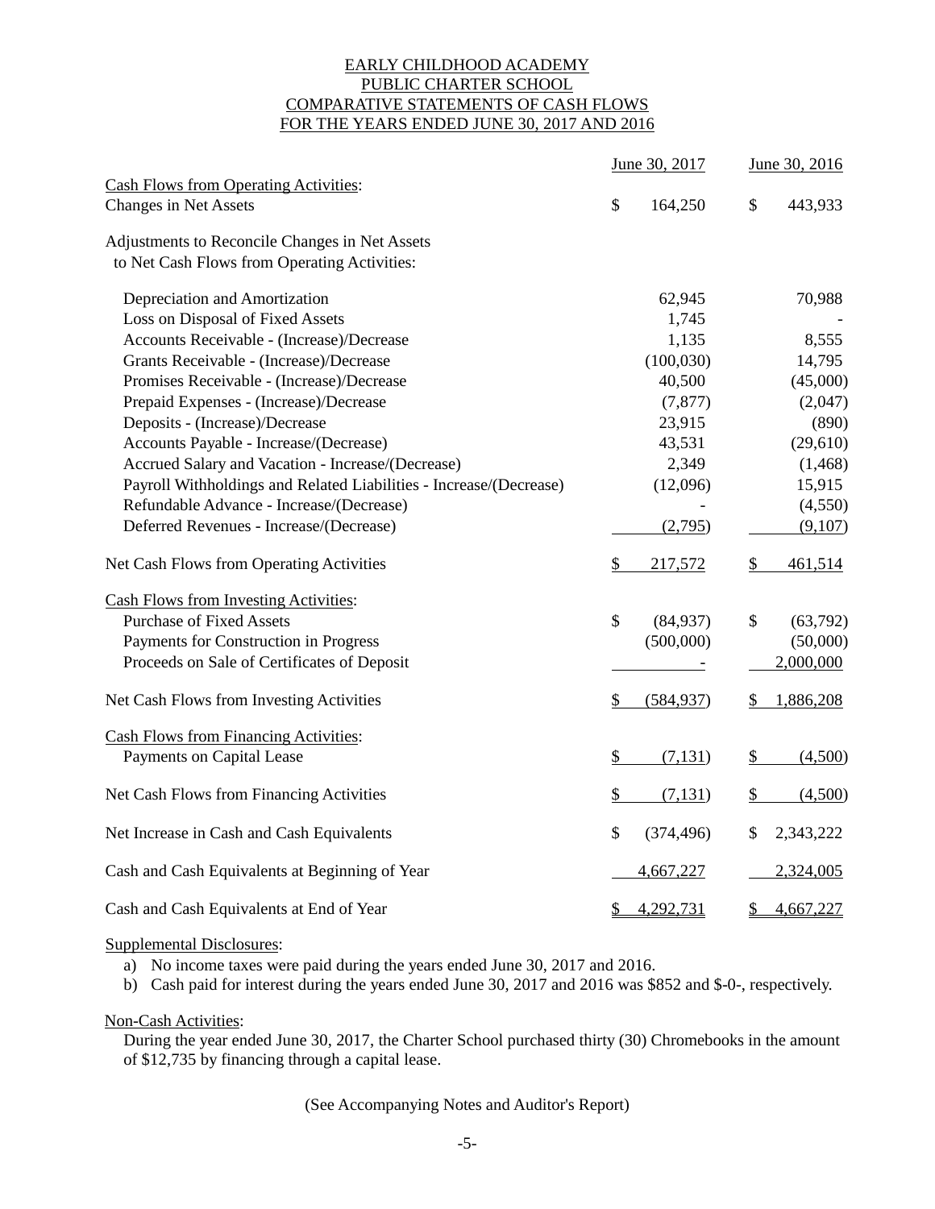# EARLY CHILDHOOD ACADEMY
## PUBLIC CHARTER SCHOOL
## COMPARATIVE STATEMENTS OF CASH FLOWS
## FOR THE YEARS ENDED JUNE 30, 2017 AND 2016

| | June 30, 2017 | June 30, 2016 |
|---|---|---|
| Cash Flows from Operating Activities: | | |
| Changes in Net Assets | $ 164,250 | $ 443,933 |
| Adjustments to Reconcile Changes in Net Assets to Net Cash Flows from Operating Activities: | | |
| Depreciation and Amortization | 62,945 | 70,988 |
| Loss on Disposal of Fixed Assets | 1,745 | - |
| Accounts Receivable - (Increase)/Decrease | 1,135 | 8,555 |
| Grants Receivable - (Increase)/Decrease | (100,030) | 14,795 |
| Promises Receivable - (Increase)/Decrease | 40,500 | (45,000) |
| Prepaid Expenses - (Increase)/Decrease | (7,877) | (2,047) |
| Deposits - (Increase)/Decrease | 23,915 | (890) |
| Accounts Payable - Increase/(Decrease) | 43,531 | (29,610) |
| Accrued Salary and Vacation - Increase/(Decrease) | 2,349 | (1,468) |
| Payroll Withholdings and Related Liabilities - Increase/(Decrease) | (12,096) | 15,915 |
| Refundable Advance - Increase/(Decrease) | - | (4,550) |
| Deferred Revenues - Increase/(Decrease) | (2,795) | (9,107) |
| Net Cash Flows from Operating Activities | $ 217,572 | $ 461,514 |
| Cash Flows from Investing Activities: | | |
| Purchase of Fixed Assets | $ (84,937) | $ (63,792) |
| Payments for Construction in Progress | (500,000) | (50,000) |
| Proceeds on Sale of Certificates of Deposit | - | 2,000,000 |
| Net Cash Flows from Investing Activities | $ (584,937) | $ 1,886,208 |
| Cash Flows from Financing Activities: | | |
| Payments on Capital Lease | $ (7,131) | $ (4,500) |
| Net Cash Flows from Financing Activities | $ (7,131) | $ (4,500) |
| Net Increase in Cash and Cash Equivalents | $ (374,496) | $ 2,343,222 |
| Cash and Cash Equivalents at Beginning of Year | 4,667,227 | 2,324,005 |
| Cash and Cash Equivalents at End of Year | $ 4,292,731 | $ 4,667,227 |

Supplemental Disclosures:

a) No income taxes were paid during the years ended June 30, 2017 and 2016.

b) Cash paid for interest during the years ended June 30, 2017 and 2016 was $852 and $-0-, respectively.

Non-Cash Activities:

During the year ended June 30, 2017, the Charter School purchased thirty (30) Chromebooks in the amount of $12,735 by financing through a capital lease.

(See Accompanying Notes and Auditor's Report)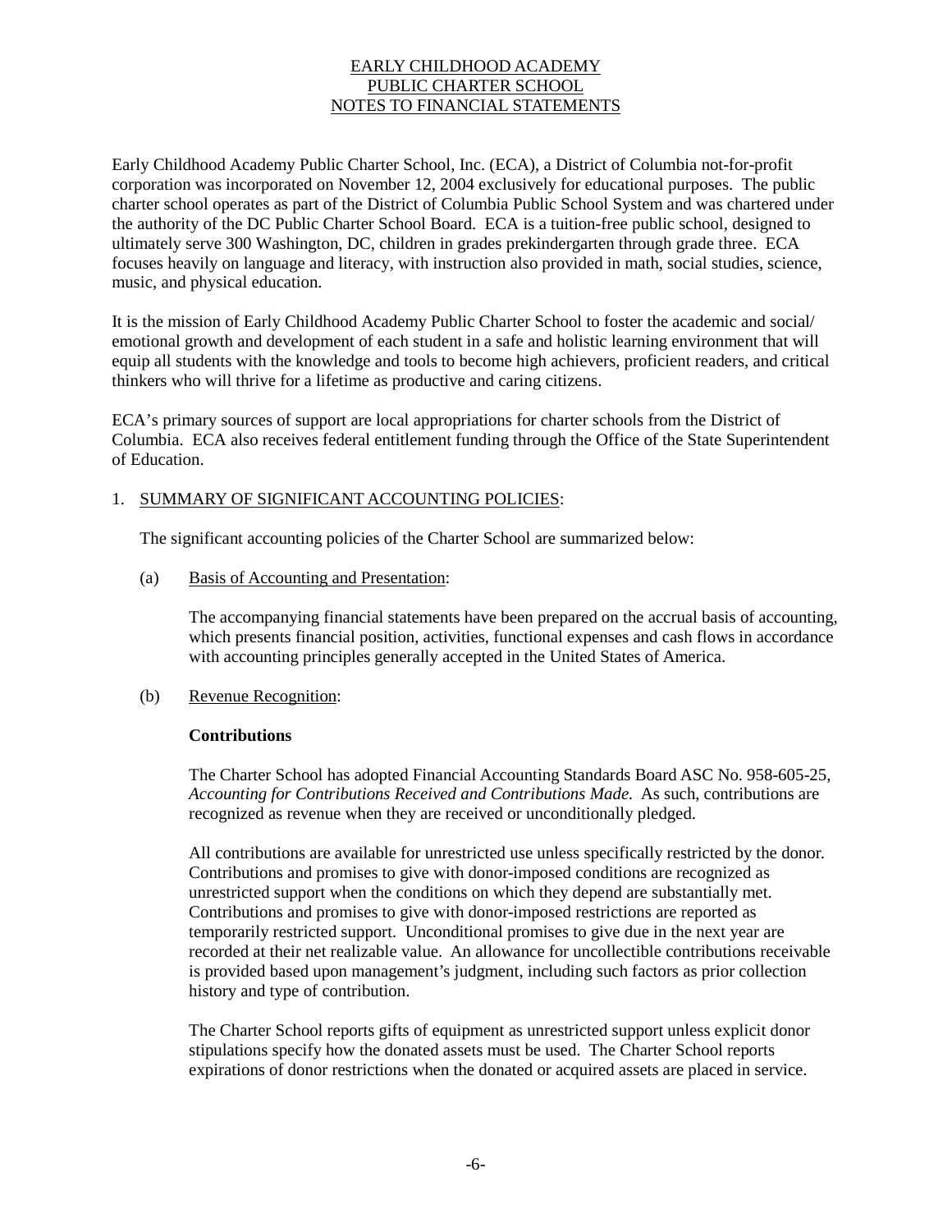# EARLY CHILDHOOD ACADEMY
## PUBLIC CHARTER SCHOOL
## NOTES TO FINANCIAL STATEMENTS

Early Childhood Academy Public Charter School, Inc. (ECA), a District of Columbia not-for-profit corporation was incorporated on November 12, 2004 exclusively for educational purposes. The public charter school operates as part of the District of Columbia Public School System and was chartered under the authority of the DC Public Charter School Board. ECA is a tuition-free public school, designed to ultimately serve 300 Washington, DC, children in grades prekindergarten through grade three. ECA focuses heavily on language and literacy, with instruction also provided in math, social studies, science, music, and physical education.

It is the mission of Early Childhood Academy Public Charter School to foster the academic and social/ emotional growth and development of each student in a safe and holistic learning environment that will equip all students with the knowledge and tools to become high achievers, proficient readers, and critical thinkers who will thrive for a lifetime as productive and caring citizens.

ECA's primary sources of support are local appropriations for charter schools from the District of Columbia. ECA also receives federal entitlement funding through the Office of the State Superintendent of Education.

1. SUMMARY OF SIGNIFICANT ACCOUNTING POLICIES:

   The significant accounting policies of the Charter School are summarized below:

   (a) Basis of Accounting and Presentation:

   The accompanying financial statements have been prepared on the accrual basis of accounting, which presents financial position, activities, functional expenses and cash flows in accordance with accounting principles generally accepted in the United States of America.

   (b) Revenue Recognition:

   **Contributions**

   The Charter School has adopted Financial Accounting Standards Board ASC No. 958-605-25, *Accounting for Contributions Received and Contributions Made.* As such, contributions are recognized as revenue when they are received or unconditionally pledged.

   All contributions are available for unrestricted use unless specifically restricted by the donor. Contributions and promises to give with donor-imposed conditions are recognized as unrestricted support when the conditions on which they depend are substantially met. Contributions and promises to give with donor-imposed restrictions are reported as temporarily restricted support. Unconditional promises to give due in the next year are recorded at their net realizable value. An allowance for uncollectible contributions receivable is provided based upon management's judgment, including such factors as prior collection history and type of contribution.

   The Charter School reports gifts of equipment as unrestricted support unless explicit donor stipulations specify how the donated assets must be used. The Charter School reports expirations of donor restrictions when the donated or acquired assets are placed in service.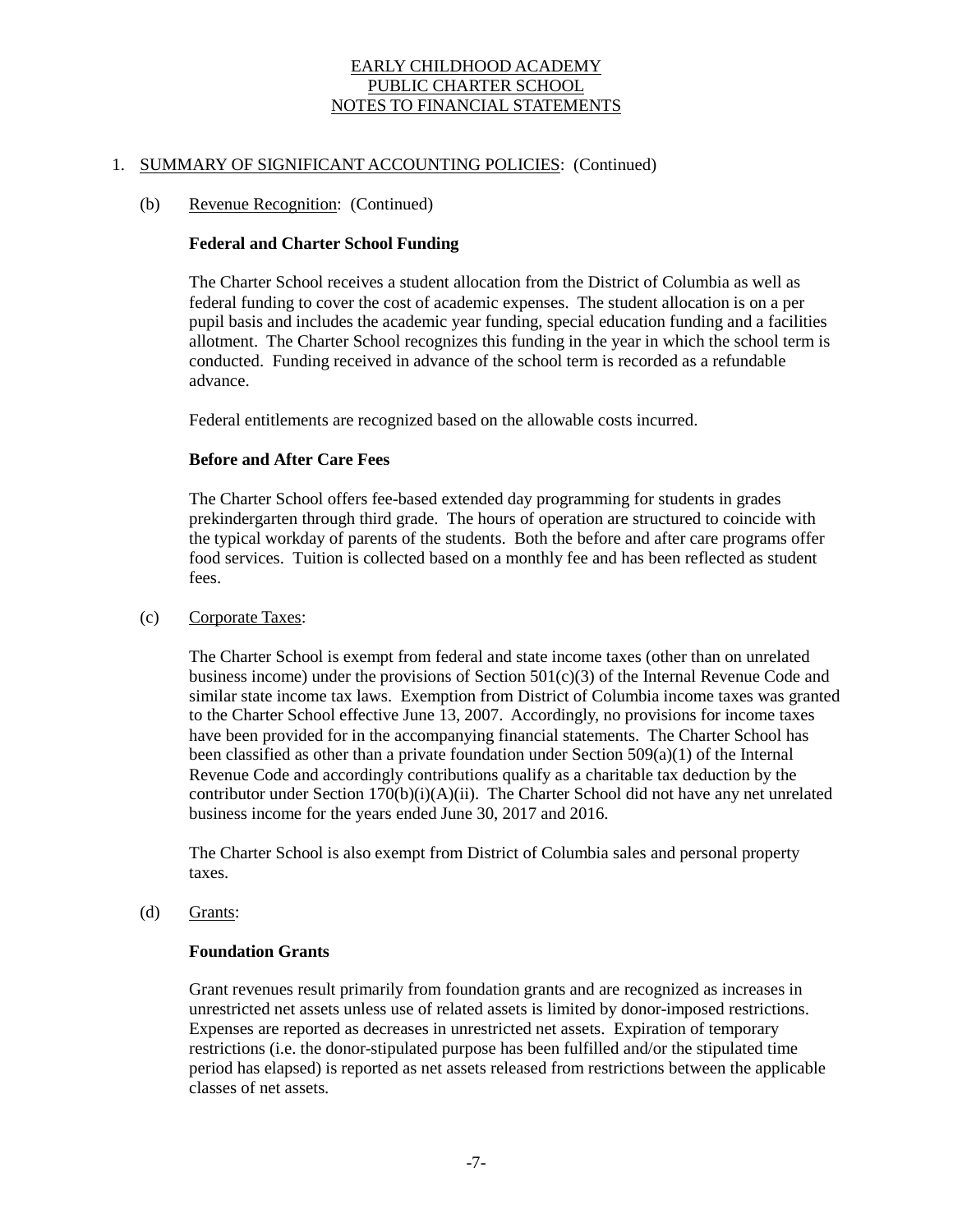EARLY CHILDHOOD ACADEMY
PUBLIC CHARTER SCHOOL
NOTES TO FINANCIAL STATEMENTS

1. SUMMARY OF SIGNIFICANT ACCOUNTING POLICIES: (Continued)

(b) Revenue Recognition: (Continued)

**Federal and Charter School Funding**

The Charter School receives a student allocation from the District of Columbia as well as federal funding to cover the cost of academic expenses. The student allocation is on a per pupil basis and includes the academic year funding, special education funding and a facilities allotment. The Charter School recognizes this funding in the year in which the school term is conducted. Funding received in advance of the school term is recorded as a refundable advance.

Federal entitlements are recognized based on the allowable costs incurred.

**Before and After Care Fees**

The Charter School offers fee-based extended day programming for students in grades prekindergarten through third grade. The hours of operation are structured to coincide with the typical workday of parents of the students. Both the before and after care programs offer food services. Tuition is collected based on a monthly fee and has been reflected as student fees.

(c) Corporate Taxes:

The Charter School is exempt from federal and state income taxes (other than on unrelated business income) under the provisions of Section 501(c)(3) of the Internal Revenue Code and similar state income tax laws. Exemption from District of Columbia income taxes was granted to the Charter School effective June 13, 2007. Accordingly, no provisions for income taxes have been provided for in the accompanying financial statements. The Charter School has been classified as other than a private foundation under Section 509(a)(1) of the Internal Revenue Code and accordingly contributions qualify as a charitable tax deduction by the contributor under Section 170(b)(i)(A)(ii). The Charter School did not have any net unrelated business income for the years ended June 30, 2017 and 2016.

The Charter School is also exempt from District of Columbia sales and personal property taxes.

(d) Grants:

**Foundation Grants**

Grant revenues result primarily from foundation grants and are recognized as increases in unrestricted net assets unless use of related assets is limited by donor-imposed restrictions. Expenses are reported as decreases in unrestricted net assets. Expiration of temporary restrictions (i.e. the donor-stipulated purpose has been fulfilled and/or the stipulated time period has elapsed) is reported as net assets released from restrictions between the applicable classes of net assets.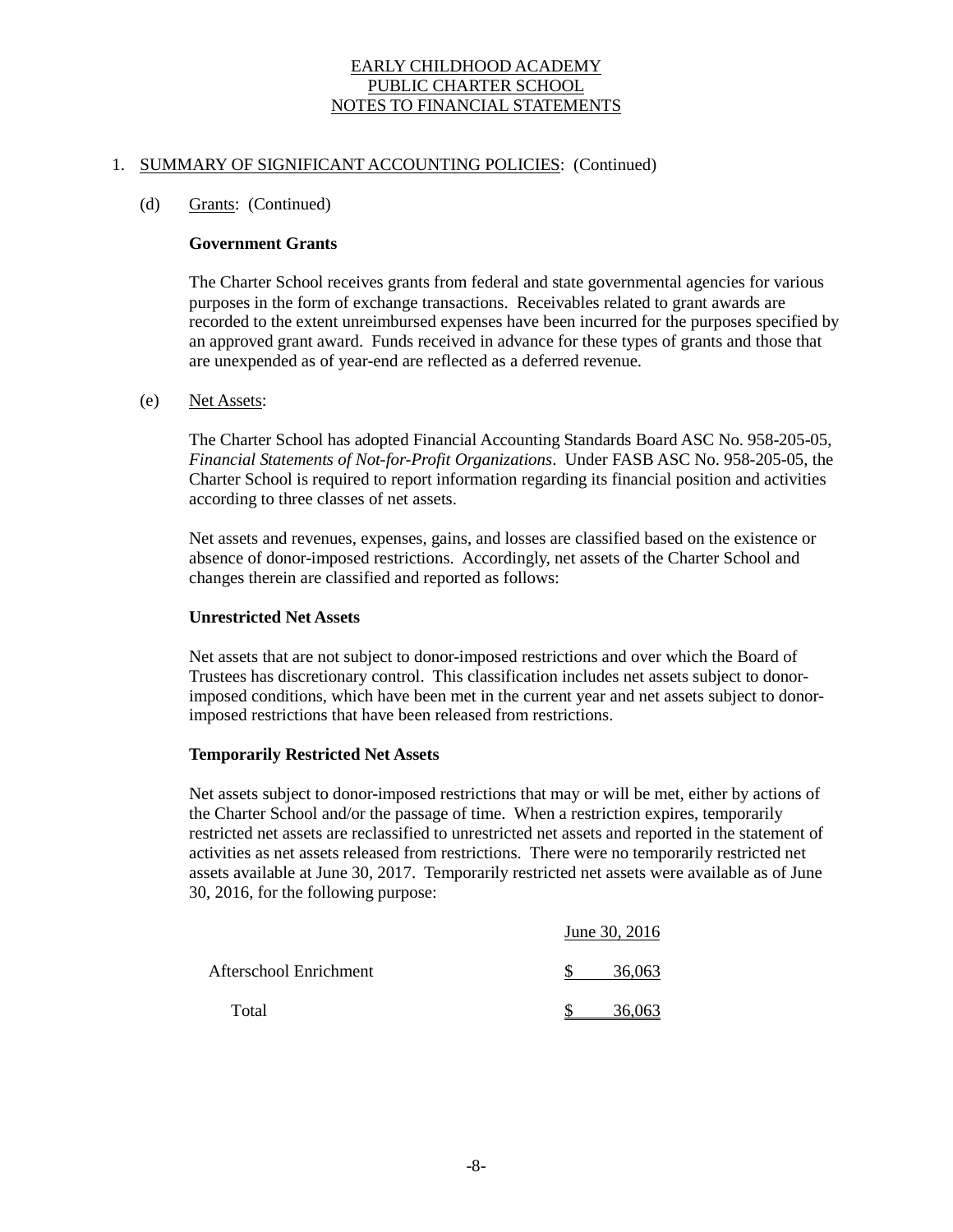# EARLY CHILDHOOD ACADEMY PUBLIC CHARTER SCHOOL NOTES TO FINANCIAL STATEMENTS

1. SUMMARY OF SIGNIFICANT ACCOUNTING POLICIES: (Continued)

(d) Grants: (Continued)

**Government Grants**

The Charter School receives grants from federal and state governmental agencies for various purposes in the form of exchange transactions. Receivables related to grant awards are recorded to the extent unreimbursed expenses have been incurred for the purposes specified by an approved grant award. Funds received in advance for these types of grants and those that are unexpended as of year-end are reflected as a deferred revenue.

(e) Net Assets:

The Charter School has adopted Financial Accounting Standards Board ASC No. 958-205-05, *Financial Statements of Not-for-Profit Organizations*. Under FASB ASC No. 958-205-05, the Charter School is required to report information regarding its financial position and activities according to three classes of net assets.

Net assets and revenues, expenses, gains, and losses are classified based on the existence or absence of donor-imposed restrictions. Accordingly, net assets of the Charter School and changes therein are classified and reported as follows:

**Unrestricted Net Assets**

Net assets that are not subject to donor-imposed restrictions and over which the Board of Trustees has discretionary control. This classification includes net assets subject to donor-imposed conditions, which have been met in the current year and net assets subject to donor-imposed restrictions that have been released from restrictions.

**Temporarily Restricted Net Assets**

Net assets subject to donor-imposed restrictions that may or will be met, either by actions of the Charter School and/or the passage of time. When a restriction expires, temporarily restricted net assets are reclassified to unrestricted net assets and reported in the statement of activities as net assets released from restrictions. There were no temporarily restricted net assets available at June 30, 2017. Temporarily restricted net assets were available as of June 30, 2016, for the following purpose:

| | June 30, 2016 |
|---|---|
| Afterschool Enrichment | $ 36,063 |
| Total | $ 36,063 |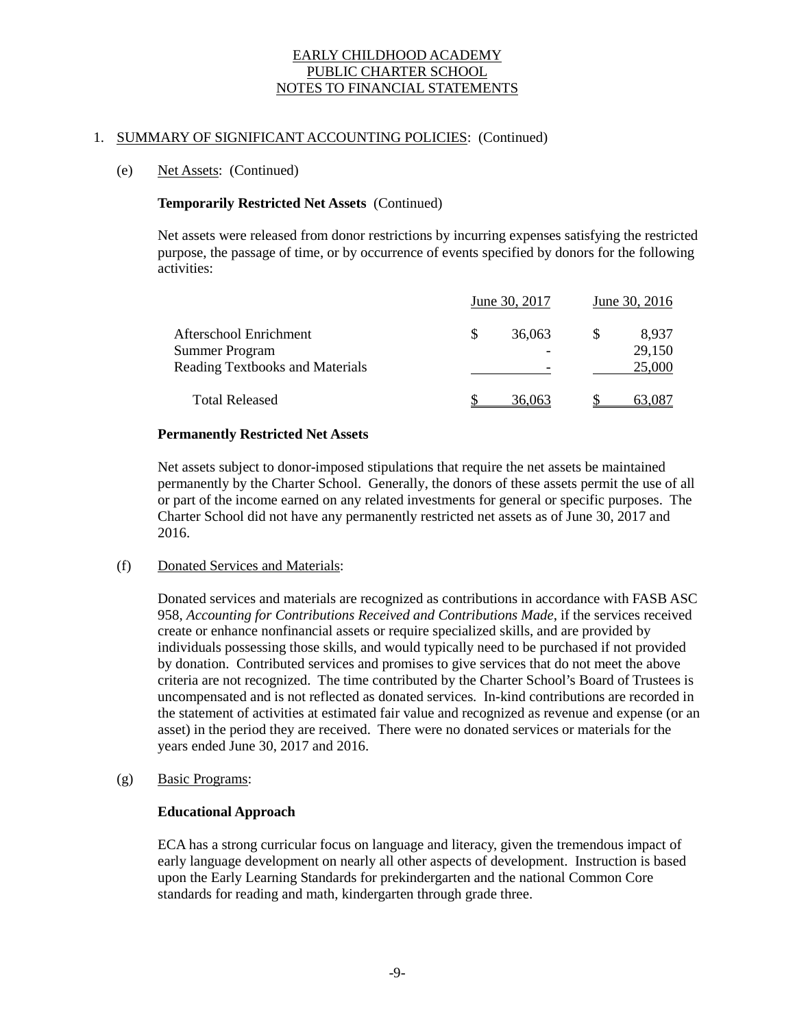EARLY CHILDHOOD ACADEMY
PUBLIC CHARTER SCHOOL
NOTES TO FINANCIAL STATEMENTS

1. SUMMARY OF SIGNIFICANT ACCOUNTING POLICIES: (Continued)

(e) Net Assets: (Continued)

**Temporarily Restricted Net Assets** (Continued)

Net assets were released from donor restrictions by incurring expenses satisfying the restricted purpose, the passage of time, or by occurrence of events specified by donors for the following activities:

| | June 30, 2017 | June 30, 2016 |
|---|---|---|
| Afterschool Enrichment | $ 36,063 | $ 8,937 |
| Summer Program | - | 29,150 |
| Reading Textbooks and Materials | - | 25,000 |
| Total Released | $ 36,063 | $ 63,087 |

**Permanently Restricted Net Assets**

Net assets subject to donor-imposed stipulations that require the net assets be maintained permanently by the Charter School. Generally, the donors of these assets permit the use of all or part of the income earned on any related investments for general or specific purposes. The Charter School did not have any permanently restricted net assets as of June 30, 2017 and 2016.

(f) Donated Services and Materials:

Donated services and materials are recognized as contributions in accordance with FASB ASC 958, *Accounting for Contributions Received and Contributions Made*, if the services received create or enhance nonfinancial assets or require specialized skills, and are provided by individuals possessing those skills, and would typically need to be purchased if not provided by donation. Contributed services and promises to give services that do not meet the above criteria are not recognized. The time contributed by the Charter School's Board of Trustees is uncompensated and is not reflected as donated services. In-kind contributions are recorded in the statement of activities at estimated fair value and recognized as revenue and expense (or an asset) in the period they are received. There were no donated services or materials for the years ended June 30, 2017 and 2016.

(g) Basic Programs:

**Educational Approach**

ECA has a strong curricular focus on language and literacy, given the tremendous impact of early language development on nearly all other aspects of development. Instruction is based upon the Early Learning Standards for prekindergarten and the national Common Core standards for reading and math, kindergarten through grade three.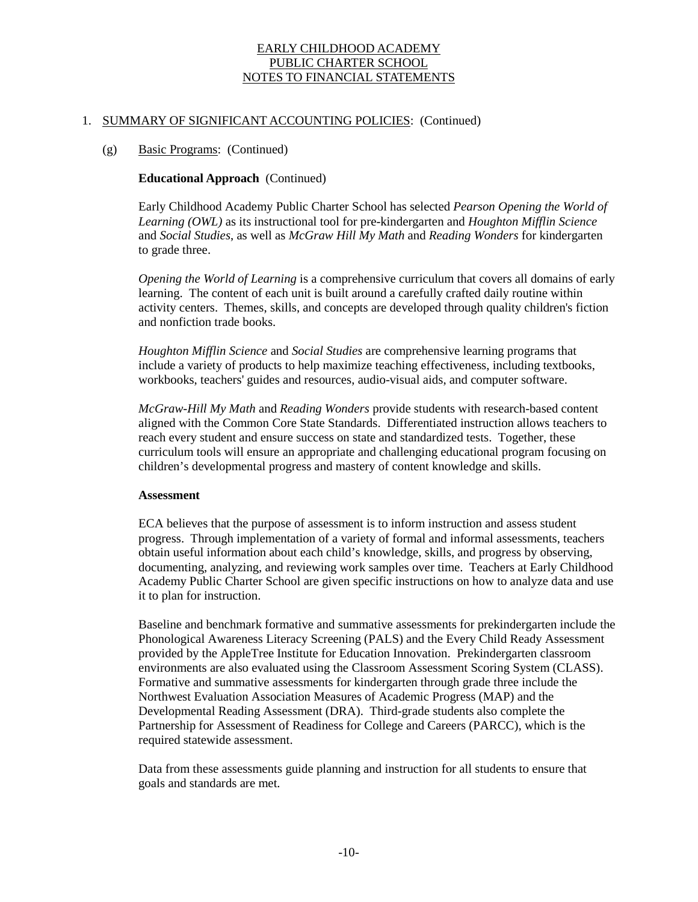EARLY CHILDHOOD ACADEMY
PUBLIC CHARTER SCHOOL
NOTES TO FINANCIAL STATEMENTS

1. SUMMARY OF SIGNIFICANT ACCOUNTING POLICIES: (Continued)

   (g) Basic Programs: (Continued)

   **Educational Approach** (Continued)

   Early Childhood Academy Public Charter School has selected *Pearson Opening the World of Learning (OWL)* as its instructional tool for pre-kindergarten and *Houghton Mifflin Science* and *Social Studies*, as well as *McGraw Hill My Math* and *Reading Wonders* for kindergarten to grade three.

   *Opening the World of Learning* is a comprehensive curriculum that covers all domains of early learning. The content of each unit is built around a carefully crafted daily routine within activity centers. Themes, skills, and concepts are developed through quality children's fiction and nonfiction trade books.

   *Houghton Mifflin Science* and *Social Studies* are comprehensive learning programs that include a variety of products to help maximize teaching effectiveness, including textbooks, workbooks, teachers' guides and resources, audio-visual aids, and computer software.

   *McGraw-Hill My Math* and *Reading Wonders* provide students with research-based content aligned with the Common Core State Standards. Differentiated instruction allows teachers to reach every student and ensure success on state and standardized tests. Together, these curriculum tools will ensure an appropriate and challenging educational program focusing on children's developmental progress and mastery of content knowledge and skills.

   **Assessment**

   ECA believes that the purpose of assessment is to inform instruction and assess student progress. Through implementation of a variety of formal and informal assessments, teachers obtain useful information about each child's knowledge, skills, and progress by observing, documenting, analyzing, and reviewing work samples over time. Teachers at Early Childhood Academy Public Charter School are given specific instructions on how to analyze data and use it to plan for instruction.

   Baseline and benchmark formative and summative assessments for prekindergarten include the Phonological Awareness Literacy Screening (PALS) and the Every Child Ready Assessment provided by the AppleTree Institute for Education Innovation. Prekindergarten classroom environments are also evaluated using the Classroom Assessment Scoring System (CLASS). Formative and summative assessments for kindergarten through grade three include the Northwest Evaluation Association Measures of Academic Progress (MAP) and the Developmental Reading Assessment (DRA). Third-grade students also complete the Partnership for Assessment of Readiness for College and Careers (PARCC), which is the required statewide assessment.

   Data from these assessments guide planning and instruction for all students to ensure that goals and standards are met.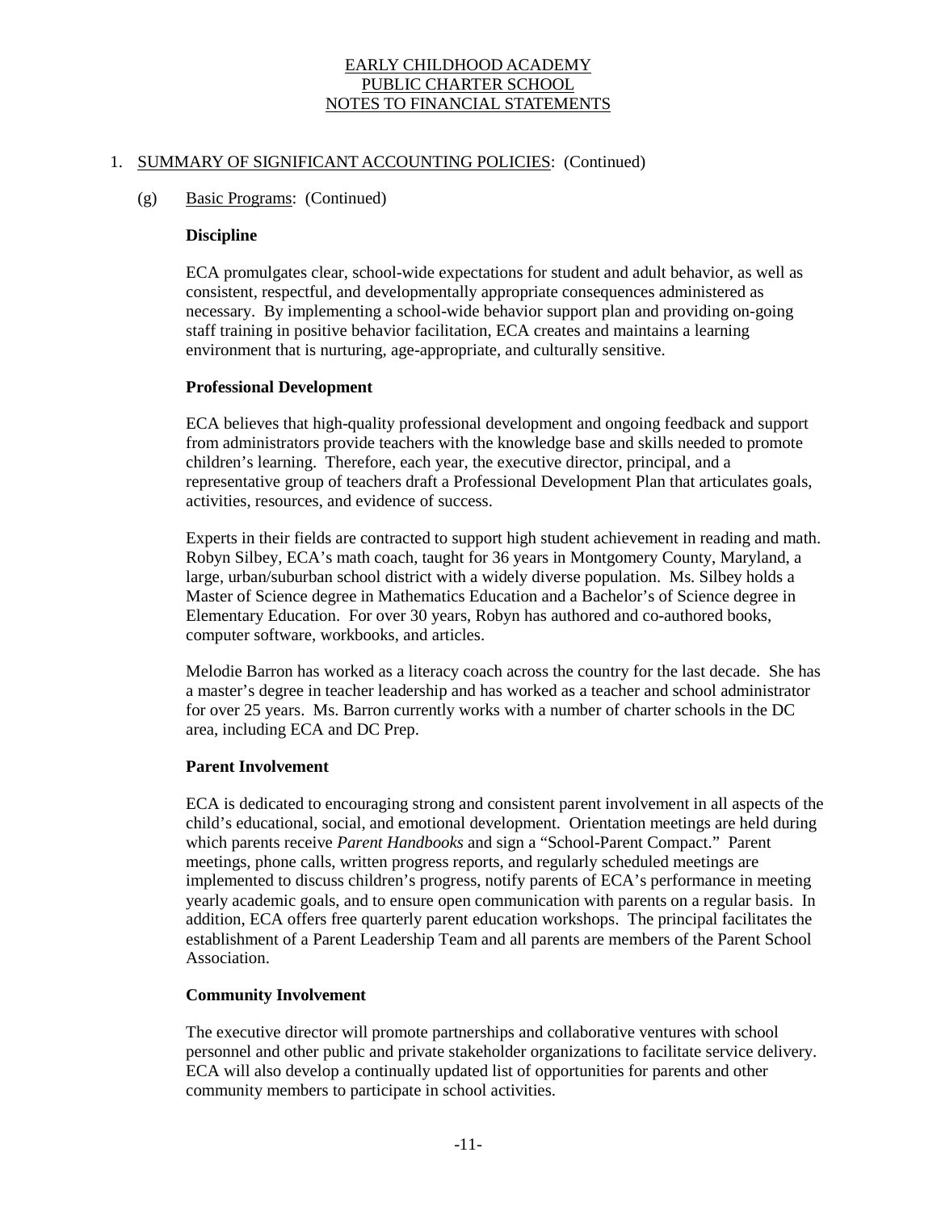EARLY CHILDHOOD ACADEMY
PUBLIC CHARTER SCHOOL
NOTES TO FINANCIAL STATEMENTS

1. SUMMARY OF SIGNIFICANT ACCOUNTING POLICIES: (Continued)

   (g) Basic Programs: (Continued)

**Discipline**

ECA promulgates clear, school-wide expectations for student and adult behavior, as well as consistent, respectful, and developmentally appropriate consequences administered as necessary. By implementing a school-wide behavior support plan and providing on-going staff training in positive behavior facilitation, ECA creates and maintains a learning environment that is nurturing, age-appropriate, and culturally sensitive.

**Professional Development**

ECA believes that high-quality professional development and ongoing feedback and support from administrators provide teachers with the knowledge base and skills needed to promote children's learning. Therefore, each year, the executive director, principal, and a representative group of teachers draft a Professional Development Plan that articulates goals, activities, resources, and evidence of success.

Experts in their fields are contracted to support high student achievement in reading and math. Robyn Silbey, ECA's math coach, taught for 36 years in Montgomery County, Maryland, a large, urban/suburban school district with a widely diverse population. Ms. Silbey holds a Master of Science degree in Mathematics Education and a Bachelor's of Science degree in Elementary Education. For over 30 years, Robyn has authored and co-authored books, computer software, workbooks, and articles.

Melodie Barron has worked as a literacy coach across the country for the last decade. She has a master's degree in teacher leadership and has worked as a teacher and school administrator for over 25 years. Ms. Barron currently works with a number of charter schools in the DC area, including ECA and DC Prep.

**Parent Involvement**

ECA is dedicated to encouraging strong and consistent parent involvement in all aspects of the child's educational, social, and emotional development. Orientation meetings are held during which parents receive *Parent Handbooks* and sign a "School-Parent Compact." Parent meetings, phone calls, written progress reports, and regularly scheduled meetings are implemented to discuss children's progress, notify parents of ECA's performance in meeting yearly academic goals, and to ensure open communication with parents on a regular basis. In addition, ECA offers free quarterly parent education workshops. The principal facilitates the establishment of a Parent Leadership Team and all parents are members of the Parent School Association.

**Community Involvement**

The executive director will promote partnerships and collaborative ventures with school personnel and other public and private stakeholder organizations to facilitate service delivery. ECA will also develop a continually updated list of opportunities for parents and other community members to participate in school activities.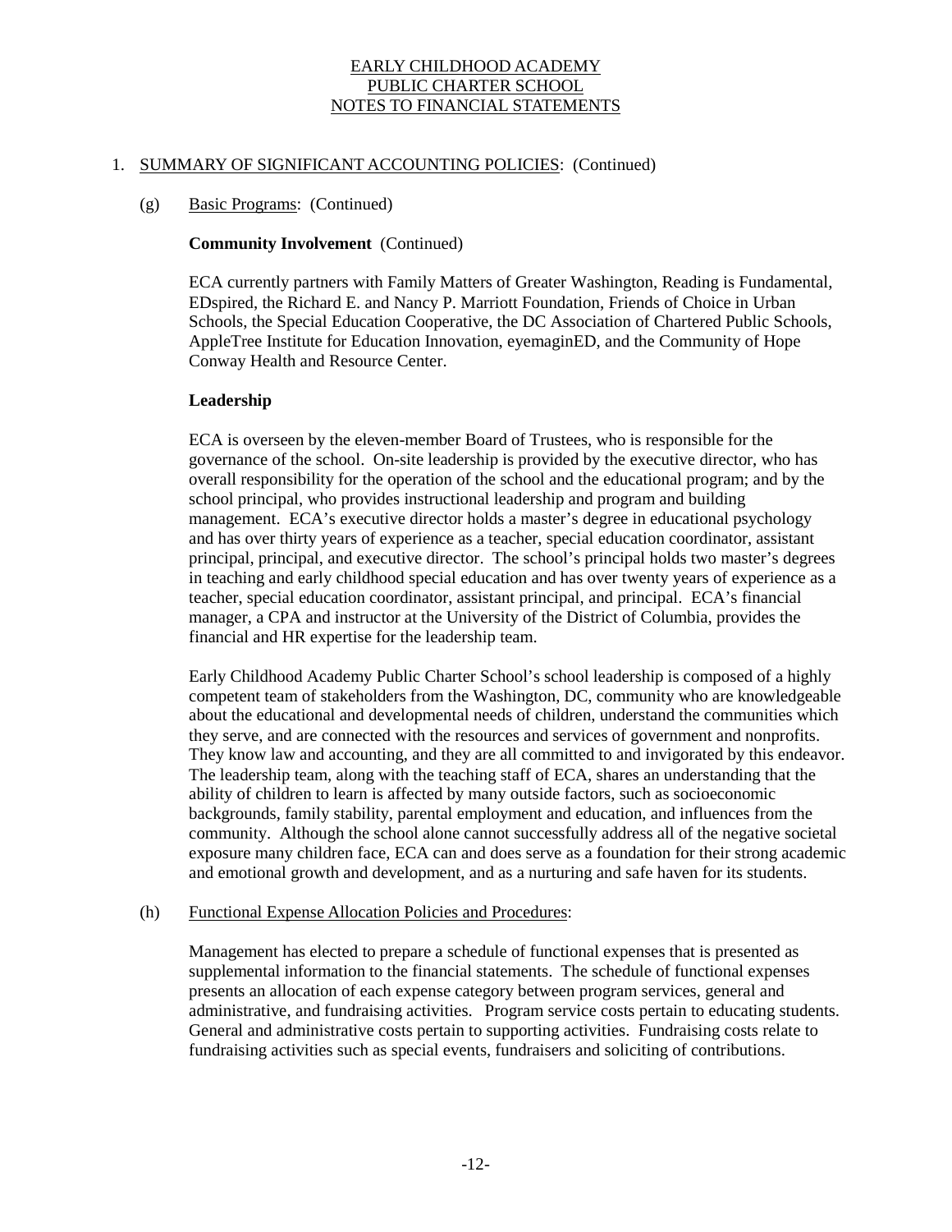# EARLY CHILDHOOD ACADEMY
# PUBLIC CHARTER SCHOOL
# NOTES TO FINANCIAL STATEMENTS

1. SUMMARY OF SIGNIFICANT ACCOUNTING POLICIES: (Continued)

(g) Basic Programs: (Continued)

**Community Involvement** (Continued)

ECA currently partners with Family Matters of Greater Washington, Reading is Fundamental, EDspired, the Richard E. and Nancy P. Marriott Foundation, Friends of Choice in Urban Schools, the Special Education Cooperative, the DC Association of Chartered Public Schools, AppleTree Institute for Education Innovation, eyemaginED, and the Community of Hope Conway Health and Resource Center.

**Leadership**

ECA is overseen by the eleven-member Board of Trustees, who is responsible for the governance of the school. On-site leadership is provided by the executive director, who has overall responsibility for the operation of the school and the educational program; and by the school principal, who provides instructional leadership and program and building management. ECA's executive director holds a master's degree in educational psychology and has over thirty years of experience as a teacher, special education coordinator, assistant principal, principal, and executive director. The school's principal holds two master's degrees in teaching and early childhood special education and has over twenty years of experience as a teacher, special education coordinator, assistant principal, and principal. ECA's financial manager, a CPA and instructor at the University of the District of Columbia, provides the financial and HR expertise for the leadership team.

Early Childhood Academy Public Charter School's school leadership is composed of a highly competent team of stakeholders from the Washington, DC, community who are knowledgeable about the educational and developmental needs of children, understand the communities which they serve, and are connected with the resources and services of government and nonprofits. They know law and accounting, and they are all committed to and invigorated by this endeavor. The leadership team, along with the teaching staff of ECA, shares an understanding that the ability of children to learn is affected by many outside factors, such as socioeconomic backgrounds, family stability, parental employment and education, and influences from the community. Although the school alone cannot successfully address all of the negative societal exposure many children face, ECA can and does serve as a foundation for their strong academic and emotional growth and development, and as a nurturing and safe haven for its students.

(h) Functional Expense Allocation Policies and Procedures:

Management has elected to prepare a schedule of functional expenses that is presented as supplemental information to the financial statements. The schedule of functional expenses presents an allocation of each expense category between program services, general and administrative, and fundraising activities. Program service costs pertain to educating students. General and administrative costs pertain to supporting activities. Fundraising costs relate to fundraising activities such as special events, fundraisers and soliciting of contributions.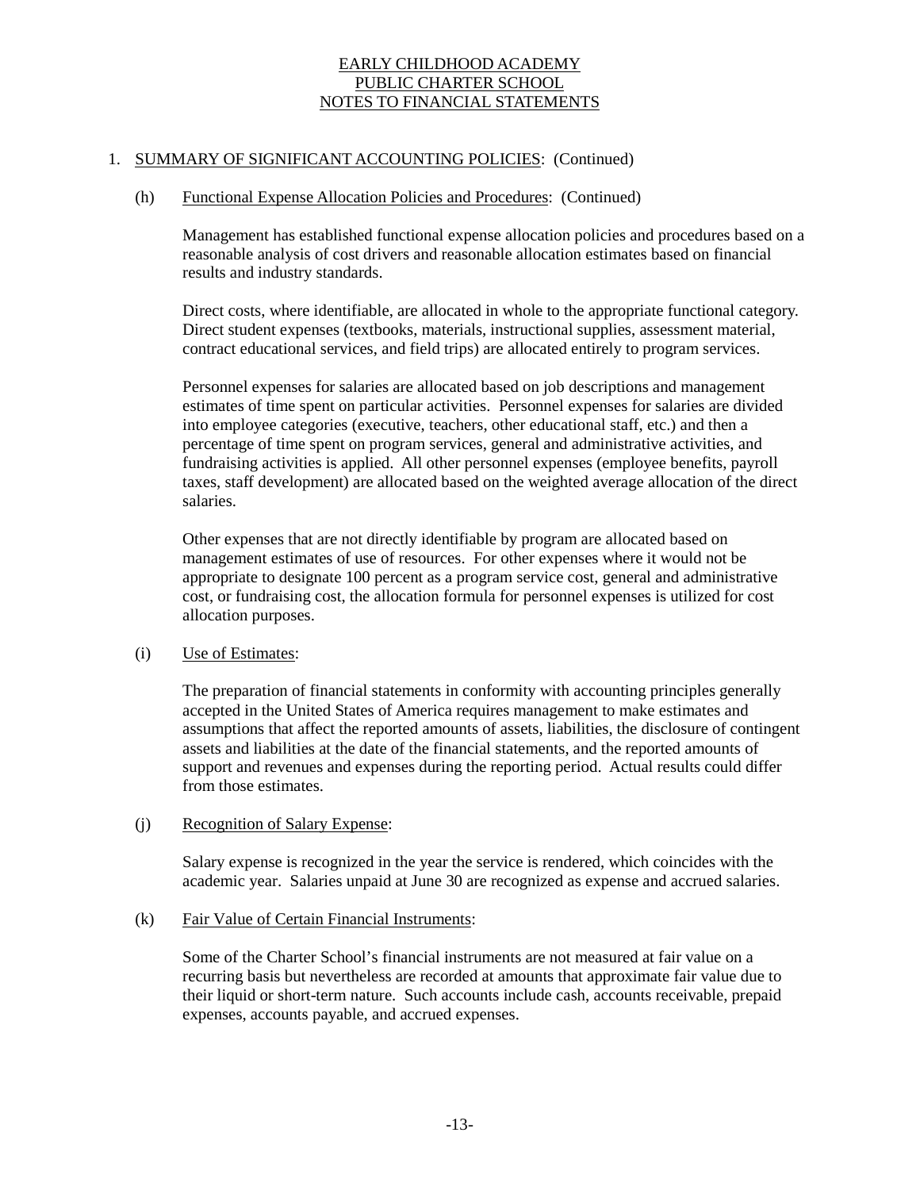# EARLY CHILDHOOD ACADEMY PUBLIC CHARTER SCHOOL NOTES TO FINANCIAL STATEMENTS

## 1. SUMMARY OF SIGNIFICANT ACCOUNTING POLICIES: (Continued)

### (h) Functional Expense Allocation Policies and Procedures: (Continued)

Management has established functional expense allocation policies and procedures based on a reasonable analysis of cost drivers and reasonable allocation estimates based on financial results and industry standards.

Direct costs, where identifiable, are allocated in whole to the appropriate functional category. Direct student expenses (textbooks, materials, instructional supplies, assessment material, contract educational services, and field trips) are allocated entirely to program services.

Personnel expenses for salaries are allocated based on job descriptions and management estimates of time spent on particular activities. Personnel expenses for salaries are divided into employee categories (executive, teachers, other educational staff, etc.) and then a percentage of time spent on program services, general and administrative activities, and fundraising activities is applied. All other personnel expenses (employee benefits, payroll taxes, staff development) are allocated based on the weighted average allocation of the direct salaries.

Other expenses that are not directly identifiable by program are allocated based on management estimates of use of resources. For other expenses where it would not be appropriate to designate 100 percent as a program service cost, general and administrative cost, or fundraising cost, the allocation formula for personnel expenses is utilized for cost allocation purposes.

### (i) Use of Estimates:

The preparation of financial statements in conformity with accounting principles generally accepted in the United States of America requires management to make estimates and assumptions that affect the reported amounts of assets, liabilities, the disclosure of contingent assets and liabilities at the date of the financial statements, and the reported amounts of support and revenues and expenses during the reporting period. Actual results could differ from those estimates.

### (j) Recognition of Salary Expense:

Salary expense is recognized in the year the service is rendered, which coincides with the academic year. Salaries unpaid at June 30 are recognized as expense and accrued salaries.

### (k) Fair Value of Certain Financial Instruments:

Some of the Charter School's financial instruments are not measured at fair value on a recurring basis but nevertheless are recorded at amounts that approximate fair value due to their liquid or short-term nature. Such accounts include cash, accounts receivable, prepaid expenses, accounts payable, and accrued expenses.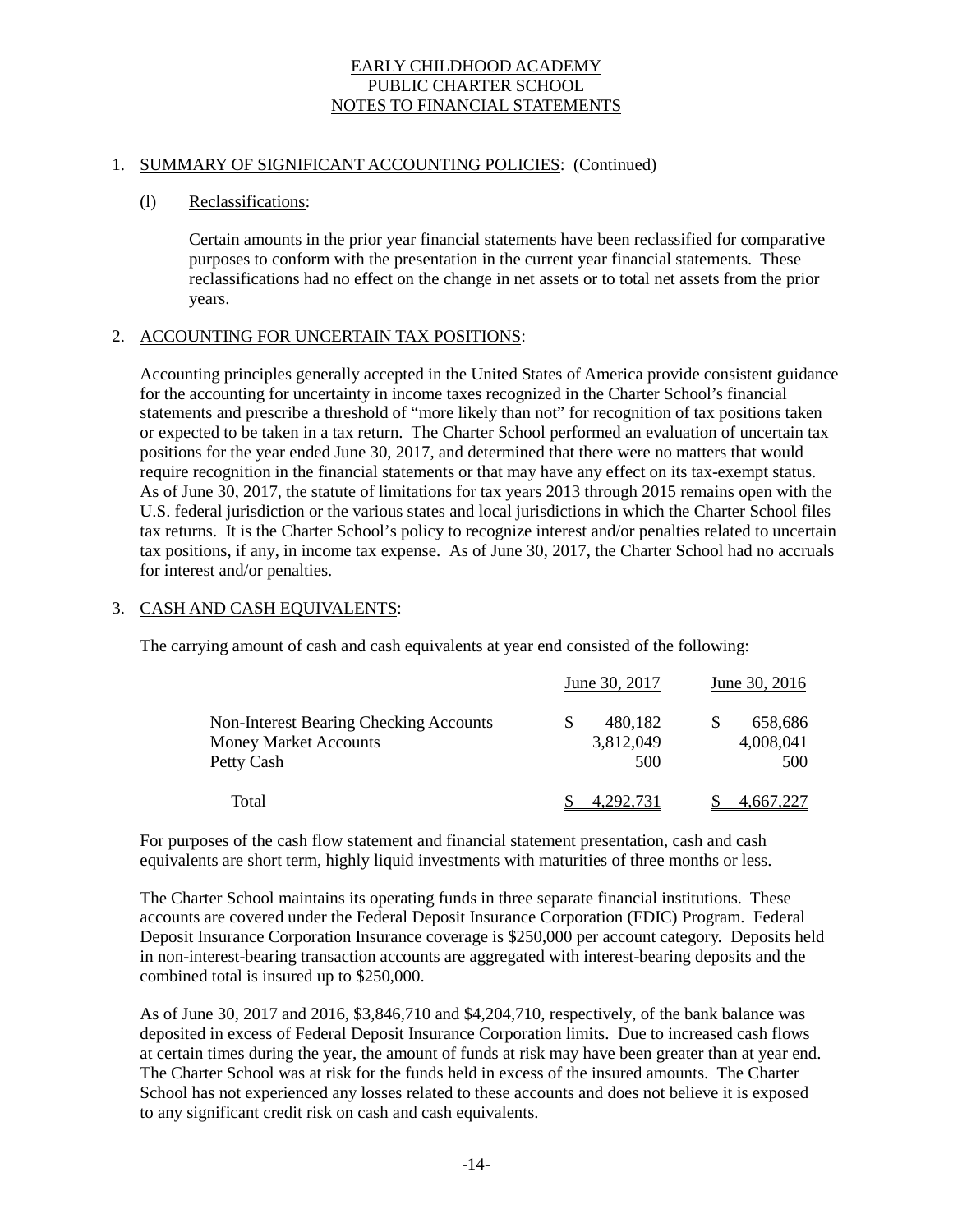# EARLY CHILDHOOD ACADEMY PUBLIC CHARTER SCHOOL NOTES TO FINANCIAL STATEMENTS

## 1. SUMMARY OF SIGNIFICANT ACCOUNTING POLICIES: (Continued)

### (l) Reclassifications:

Certain amounts in the prior year financial statements have been reclassified for comparative purposes to conform with the presentation in the current year financial statements. These reclassifications had no effect on the change in net assets or to total net assets from the prior years.

## 2. ACCOUNTING FOR UNCERTAIN TAX POSITIONS:

Accounting principles generally accepted in the United States of America provide consistent guidance for the accounting for uncertainty in income taxes recognized in the Charter School's financial statements and prescribe a threshold of "more likely than not" for recognition of tax positions taken or expected to be taken in a tax return. The Charter School performed an evaluation of uncertain tax positions for the year ended June 30, 2017, and determined that there were no matters that would require recognition in the financial statements or that may have any effect on its tax-exempt status. As of June 30, 2017, the statute of limitations for tax years 2013 through 2015 remains open with the U.S. federal jurisdiction or the various states and local jurisdictions in which the Charter School files tax returns. It is the Charter School's policy to recognize interest and/or penalties related to uncertain tax positions, if any, in income tax expense. As of June 30, 2017, the Charter School had no accruals for interest and/or penalties.

## 3. CASH AND CASH EQUIVALENTS:

The carrying amount of cash and cash equivalents at year end consisted of the following:

| | June 30, 2017 | June 30, 2016 |
|---|---|---|
| Non-Interest Bearing Checking Accounts | $ 480,182 | $ 658,686 |
| Money Market Accounts | 3,812,049 | 4,008,041 |
| Petty Cash | 500 | 500 |
| Total | $ 4,292,731 | $ 4,667,227 |

For purposes of the cash flow statement and financial statement presentation, cash and cash equivalents are short term, highly liquid investments with maturities of three months or less.

The Charter School maintains its operating funds in three separate financial institutions. These accounts are covered under the Federal Deposit Insurance Corporation (FDIC) Program. Federal Deposit Insurance Corporation Insurance coverage is $250,000 per account category. Deposits held in non-interest-bearing transaction accounts are aggregated with interest-bearing deposits and the combined total is insured up to $250,000.

As of June 30, 2017 and 2016, $3,846,710 and $4,204,710, respectively, of the bank balance was deposited in excess of Federal Deposit Insurance Corporation limits. Due to increased cash flows at certain times during the year, the amount of funds at risk may have been greater than at year end. The Charter School was at risk for the funds held in excess of the insured amounts. The Charter School has not experienced any losses related to these accounts and does not believe it is exposed to any significant credit risk on cash and cash equivalents.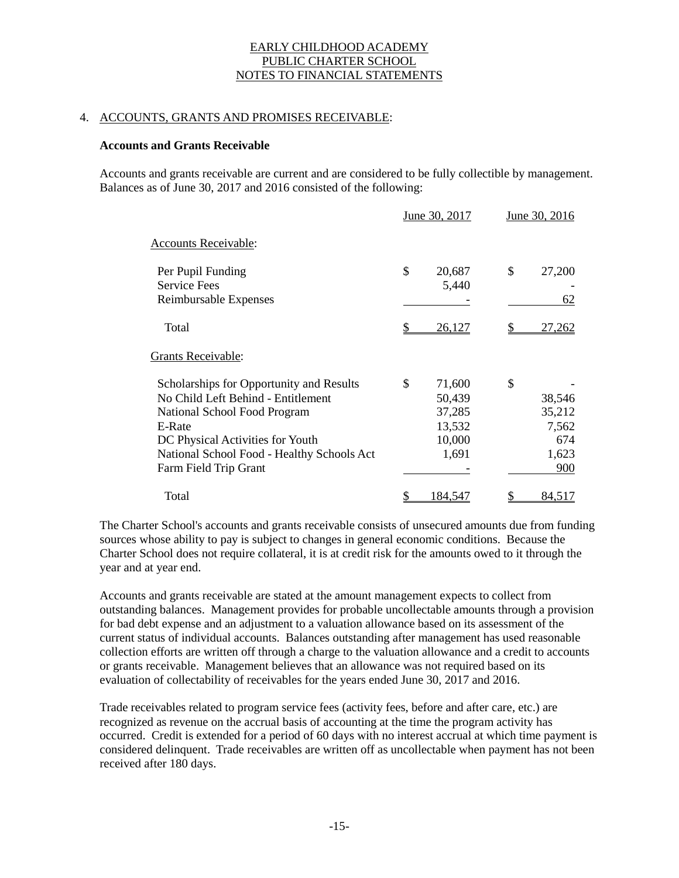EARLY CHILDHOOD ACADEMY
PUBLIC CHARTER SCHOOL
NOTES TO FINANCIAL STATEMENTS

## 4. ACCOUNTS, GRANTS AND PROMISES RECEIVABLE:

**Accounts and Grants Receivable**

Accounts and grants receivable are current and are considered to be fully collectible by management. Balances as of June 30, 2017 and 2016 consisted of the following:

| | June 30, 2017 | June 30, 2016 |
|---|---|---|
| Accounts Receivable: | | |
| Per Pupil Funding | $ 20,687 | $ 27,200 |
| Service Fees | 5,440 | - |
| Reimbursable Expenses | - | 62 |
| Total | $ 26,127 | $ 27,262 |
| Grants Receivable: | | |
| Scholarships for Opportunity and Results | $ 71,600 | $ - |
| No Child Left Behind - Entitlement | 50,439 | 38,546 |
| National School Food Program | 37,285 | 35,212 |
| E-Rate | 13,532 | 7,562 |
| DC Physical Activities for Youth | 10,000 | 674 |
| National School Food - Healthy Schools Act | 1,691 | 1,623 |
| Farm Field Trip Grant | - | 900 |
| Total | $ 184,547 | $ 84,517 |

The Charter School's accounts and grants receivable consists of unsecured amounts due from funding sources whose ability to pay is subject to changes in general economic conditions. Because the Charter School does not require collateral, it is at credit risk for the amounts owed to it through the year and at year end.

Accounts and grants receivable are stated at the amount management expects to collect from outstanding balances. Management provides for probable uncollectable amounts through a provision for bad debt expense and an adjustment to a valuation allowance based on its assessment of the current status of individual accounts. Balances outstanding after management has used reasonable collection efforts are written off through a charge to the valuation allowance and a credit to accounts or grants receivable. Management believes that an allowance was not required based on its evaluation of collectability of receivables for the years ended June 30, 2017 and 2016.

Trade receivables related to program service fees (activity fees, before and after care, etc.) are recognized as revenue on the accrual basis of accounting at the time the program activity has occurred. Credit is extended for a period of 60 days with no interest accrual at which time payment is considered delinquent. Trade receivables are written off as uncollectable when payment has not been received after 180 days.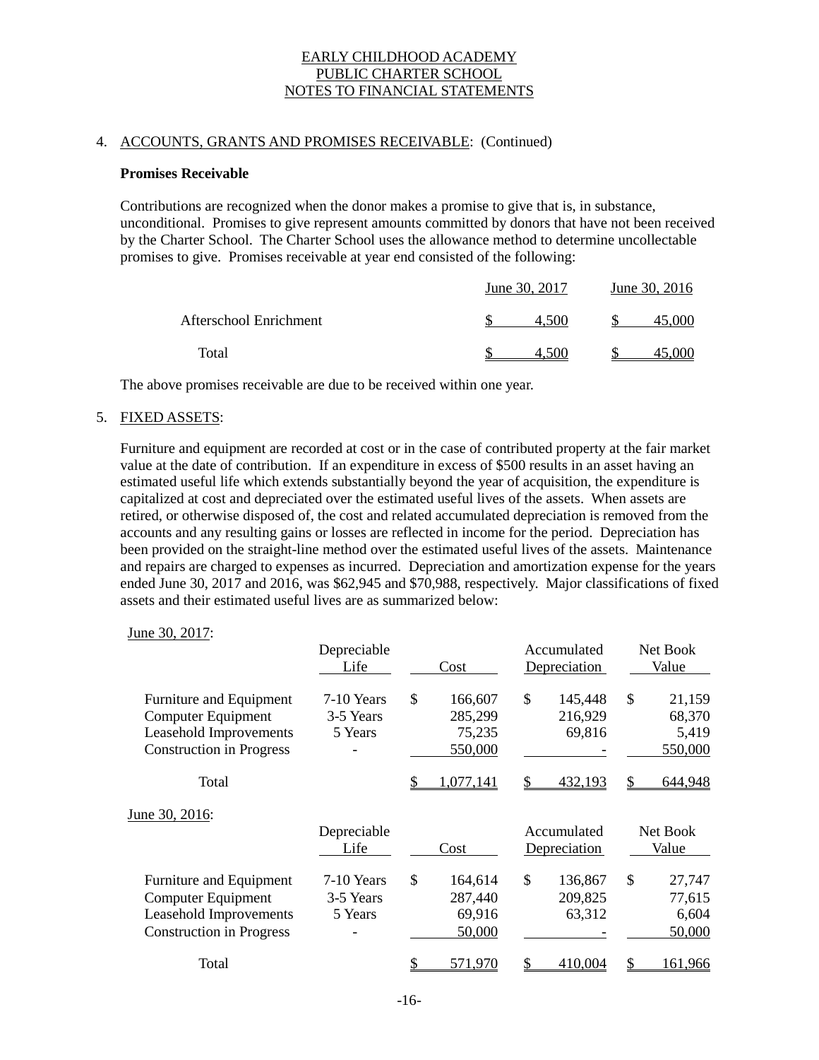EARLY CHILDHOOD ACADEMY
PUBLIC CHARTER SCHOOL
NOTES TO FINANCIAL STATEMENTS

4. ACCOUNTS, GRANTS AND PROMISES RECEIVABLE: (Continued)

**Promises Receivable**

Contributions are recognized when the donor makes a promise to give that is, in substance, unconditional. Promises to give represent amounts committed by donors that have not been received by the Charter School. The Charter School uses the allowance method to determine uncollectable promises to give. Promises receivable at year end consisted of the following:

| | June 30, 2017 | June 30, 2016 |
|---|---|---|
| Afterschool Enrichment | $ 4,500 | $ 45,000 |
| Total | $ 4,500 | $ 45,000 |

The above promises receivable are due to be received within one year.

5. FIXED ASSETS:

Furniture and equipment are recorded at cost or in the case of contributed property at the fair market value at the date of contribution. If an expenditure in excess of $500 results in an asset having an estimated useful life which extends substantially beyond the year of acquisition, the expenditure is capitalized at cost and depreciated over the estimated useful lives of the assets. When assets are retired, or otherwise disposed of, the cost and related accumulated depreciation is removed from the accounts and any resulting gains or losses are reflected in income for the period. Depreciation has been provided on the straight-line method over the estimated useful lives of the assets. Maintenance and repairs are charged to expenses as incurred. Depreciation and amortization expense for the years ended June 30, 2017 and 2016, was $62,945 and $70,988, respectively. Major classifications of fixed assets and their estimated useful lives are as summarized below:

June 30, 2017:

| | Depreciable Life | Cost | Accumulated Depreciation | Net Book Value |
|---|---|---|---|---|
| Furniture and Equipment | 7-10 Years | $ 166,607 | $ 145,448 | $ 21,159 |
| Computer Equipment | 3-5 Years | 285,299 | 216,929 | 68,370 |
| Leasehold Improvements | 5 Years | 75,235 | 69,816 | 5,419 |
| Construction in Progress | - | 550,000 | - | 550,000 |
| Total | | $ 1,077,141 | $ 432,193 | $ 644,948 |

June 30, 2016:

| | Depreciable Life | Cost | Accumulated Depreciation | Net Book Value |
|---|---|---|---|---|
| Furniture and Equipment | 7-10 Years | $ 164,614 | $ 136,867 | $ 27,747 |
| Computer Equipment | 3-5 Years | 287,440 | 209,825 | 77,615 |
| Leasehold Improvements | 5 Years | 69,916 | 63,312 | 6,604 |
| Construction in Progress | - | 50,000 | - | 50,000 |
| Total | | $ 571,970 | $ 410,004 | $ 161,966 |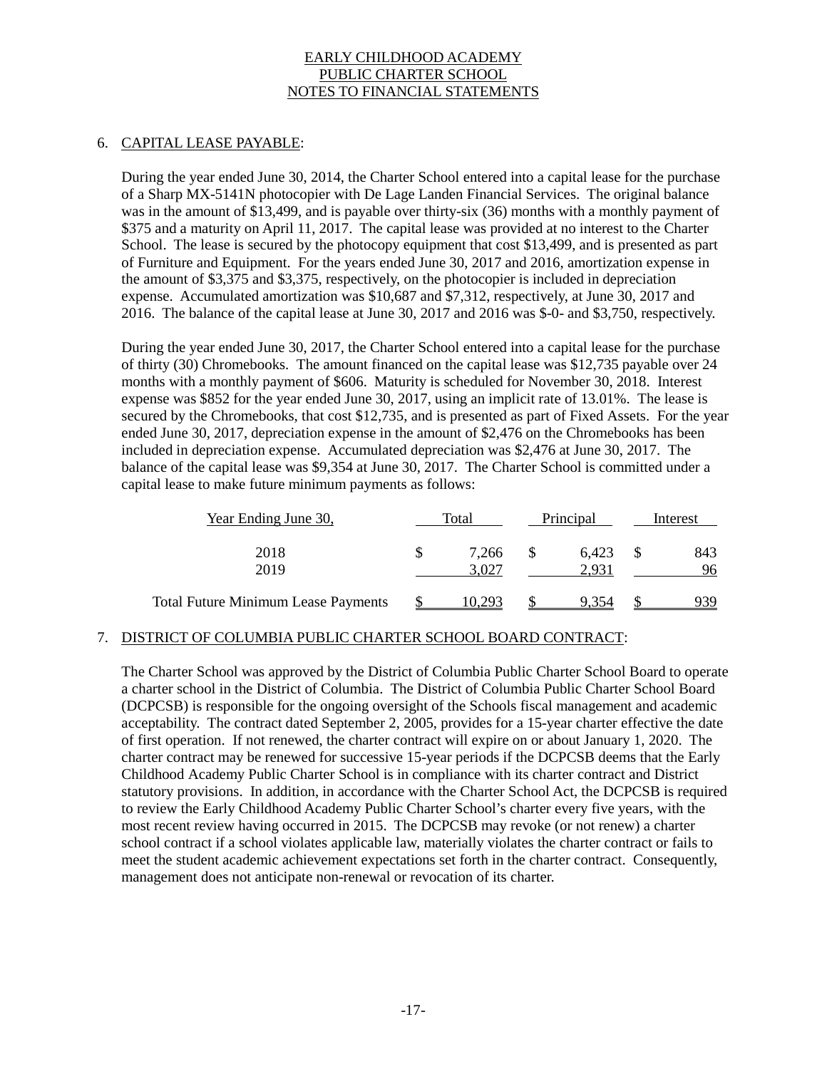# EARLY CHILDHOOD ACADEMY
# PUBLIC CHARTER SCHOOL
# NOTES TO FINANCIAL STATEMENTS

## 6. CAPITAL LEASE PAYABLE:

During the year ended June 30, 2014, the Charter School entered into a capital lease for the purchase of a Sharp MX-5141N photocopier with De Lage Landen Financial Services. The original balance was in the amount of $13,499, and is payable over thirty-six (36) months with a monthly payment of $375 and a maturity on April 11, 2017. The capital lease was provided at no interest to the Charter School. The lease is secured by the photocopy equipment that cost $13,499, and is presented as part of Furniture and Equipment. For the years ended June 30, 2017 and 2016, amortization expense in the amount of $3,375 and $3,375, respectively, on the photocopier is included in depreciation expense. Accumulated amortization was $10,687 and $7,312, respectively, at June 30, 2017 and 2016. The balance of the capital lease at June 30, 2017 and 2016 was $-0- and $3,750, respectively.

During the year ended June 30, 2017, the Charter School entered into a capital lease for the purchase of thirty (30) Chromebooks. The amount financed on the capital lease was $12,735 payable over 24 months with a monthly payment of $606. Maturity is scheduled for November 30, 2018. Interest expense was $852 for the year ended June 30, 2017, using an implicit rate of 13.01%. The lease is secured by the Chromebooks, that cost $12,735, and is presented as part of Fixed Assets. For the year ended June 30, 2017, depreciation expense in the amount of $2,476 on the Chromebooks has been included in depreciation expense. Accumulated depreciation was $2,476 at June 30, 2017. The balance of the capital lease was $9,354 at June 30, 2017. The Charter School is committed under a capital lease to make future minimum payments as follows:

| Year Ending June 30, | Total | Principal | Interest |
|---|---|---|---|
| 2018 | $ 7,266 | $ 6,423 | $ 843 |
| 2019 | 3,027 | 2,931 | 96 |
| Total Future Minimum Lease Payments | $ 10,293 | $ 9,354 | $ 939 |

## 7. DISTRICT OF COLUMBIA PUBLIC CHARTER SCHOOL BOARD CONTRACT:

The Charter School was approved by the District of Columbia Public Charter School Board to operate a charter school in the District of Columbia. The District of Columbia Public Charter School Board (DCPCSB) is responsible for the ongoing oversight of the Schools fiscal management and academic acceptability. The contract dated September 2, 2005, provides for a 15-year charter effective the date of first operation. If not renewed, the charter contract will expire on or about January 1, 2020. The charter contract may be renewed for successive 15-year periods if the DCPCSB deems that the Early Childhood Academy Public Charter School is in compliance with its charter contract and District statutory provisions. In addition, in accordance with the Charter School Act, the DCPCSB is required to review the Early Childhood Academy Public Charter School's charter every five years, with the most recent review having occurred in 2015. The DCPCSB may revoke (or not renew) a charter school contract if a school violates applicable law, materially violates the charter contract or fails to meet the student academic achievement expectations set forth in the charter contract. Consequently, management does not anticipate non-renewal or revocation of its charter.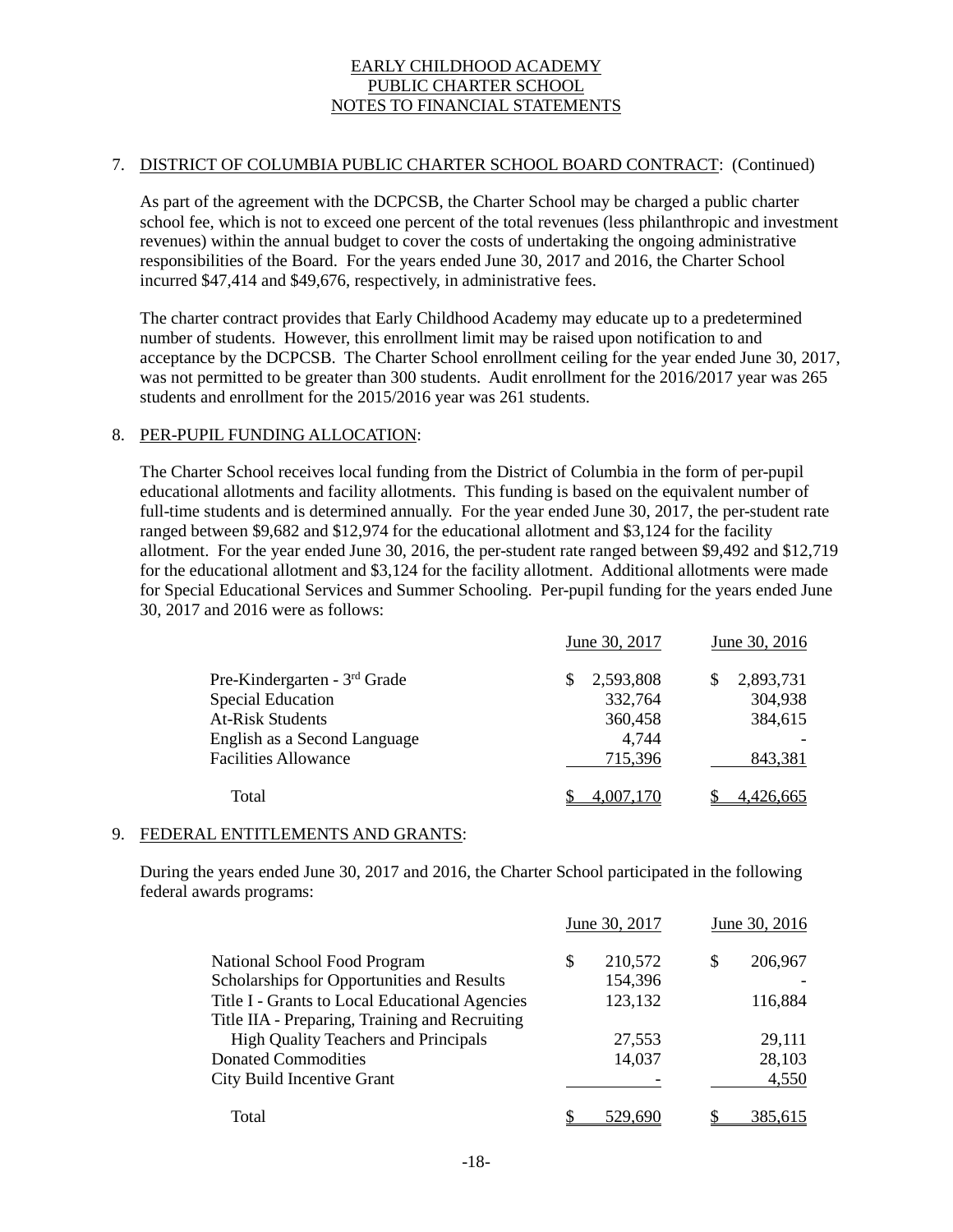## 7. DISTRICT OF COLUMBIA PUBLIC CHARTER SCHOOL BOARD CONTRACT: (Continued)

As part of the agreement with the DCPCSB, the Charter School may be charged a public charter school fee, which is not to exceed one percent of the total revenues (less philanthropic and investment revenues) within the annual budget to cover the costs of undertaking the ongoing administrative responsibilities of the Board. For the years ended June 30, 2017 and 2016, the Charter School incurred $47,414 and $49,676, respectively, in administrative fees.

The charter contract provides that Early Childhood Academy may educate up to a predetermined number of students. However, this enrollment limit may be raised upon notification to and acceptance by the DCPCSB. The Charter School enrollment ceiling for the year ended June 30, 2017, was not permitted to be greater than 300 students. Audit enrollment for the 2016/2017 year was 265 students and enrollment for the 2015/2016 year was 261 students.

## 8. PER-PUPIL FUNDING ALLOCATION:

The Charter School receives local funding from the District of Columbia in the form of per-pupil educational allotments and facility allotments. This funding is based on the equivalent number of full-time students and is determined annually. For the year ended June 30, 2017, the per-student rate ranged between $9,682 and $12,974 for the educational allotment and $3,124 for the facility allotment. For the year ended June 30, 2016, the per-student rate ranged between $9,492 and $12,719 for the educational allotment and $3,124 for the facility allotment. Additional allotments were made for Special Educational Services and Summer Schooling. Per-pupil funding for the years ended June 30, 2017 and 2016 were as follows:

| | June 30, 2017 | June 30, 2016 |
|---|---|---|
| Pre-Kindergarten - 3rd Grade | $ 2,593,808 | $ 2,893,731 |
| Special Education | 332,764 | 304,938 |
| At-Risk Students | 360,458 | 384,615 |
| English as a Second Language | 4,744 | - |
| Facilities Allowance | 715,396 | 843,381 |
| Total | $ 4,007,170 | $ 4,426,665 |

## 9. FEDERAL ENTITLEMENTS AND GRANTS:

During the years ended June 30, 2017 and 2016, the Charter School participated in the following federal awards programs:

| | June 30, 2017 | June 30, 2016 |
|---|---|---|
| National School Food Program | $ 210,572 | $ 206,967 |
| Scholarships for Opportunities and Results | 154,396 | - |
| Title I - Grants to Local Educational Agencies | 123,132 | 116,884 |
| Title IIA - Preparing, Training and Recruiting High Quality Teachers and Principals | 27,553 | 29,111 |
| Donated Commodities | 14,037 | 28,103 |
| City Build Incentive Grant | - | 4,550 |
| Total | $ 529,690 | $ 385,615 |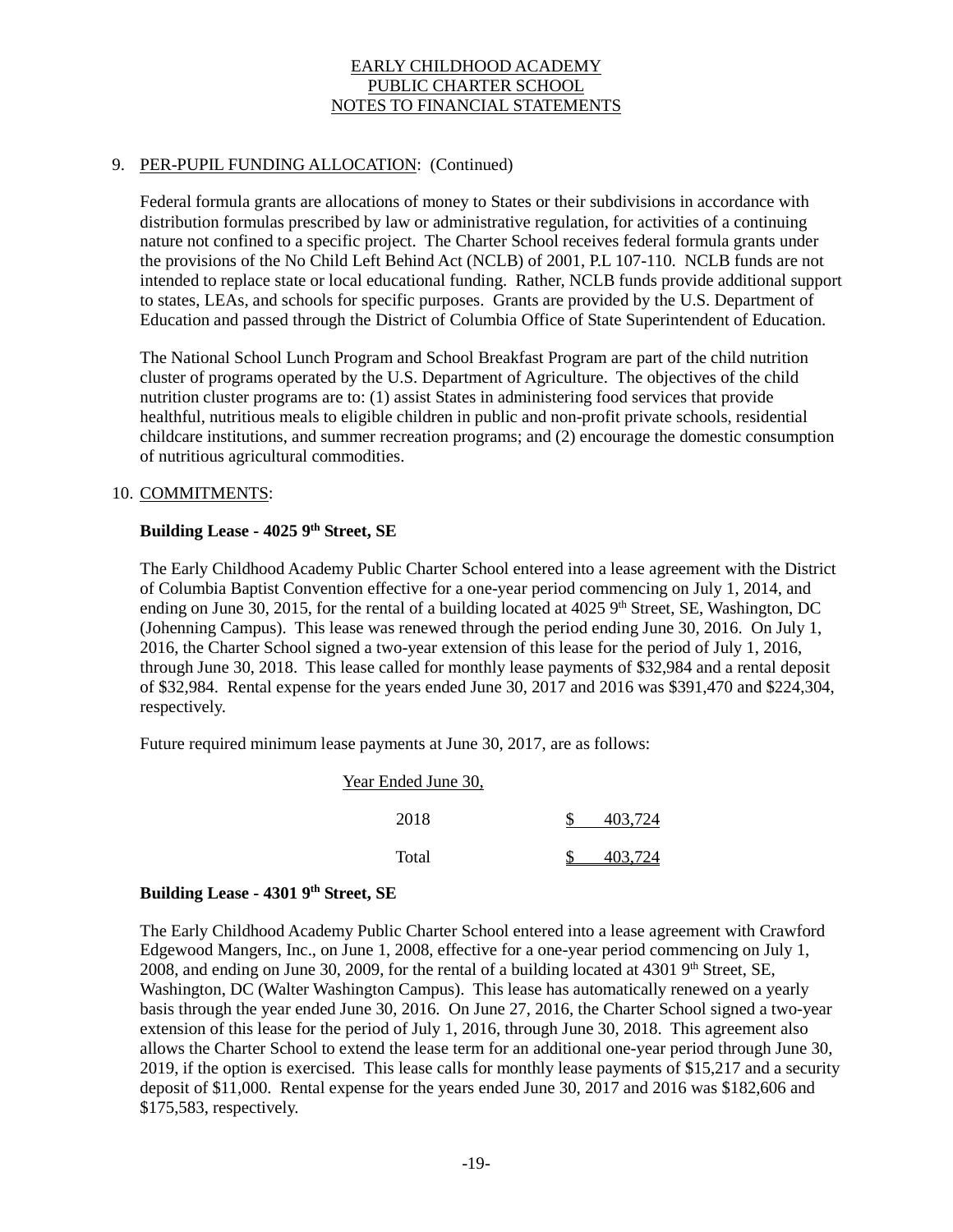EARLY CHILDHOOD ACADEMY
PUBLIC CHARTER SCHOOL
NOTES TO FINANCIAL STATEMENTS

9. PER-PUPIL FUNDING ALLOCATION: (Continued)

Federal formula grants are allocations of money to States or their subdivisions in accordance with distribution formulas prescribed by law or administrative regulation, for activities of a continuing nature not confined to a specific project. The Charter School receives federal formula grants under the provisions of the No Child Left Behind Act (NCLB) of 2001, P.L 107-110. NCLB funds are not intended to replace state or local educational funding. Rather, NCLB funds provide additional support to states, LEAs, and schools for specific purposes. Grants are provided by the U.S. Department of Education and passed through the District of Columbia Office of State Superintendent of Education.

The National School Lunch Program and School Breakfast Program are part of the child nutrition cluster of programs operated by the U.S. Department of Agriculture. The objectives of the child nutrition cluster programs are to: (1) assist States in administering food services that provide healthful, nutritious meals to eligible children in public and non-profit private schools, residential childcare institutions, and summer recreation programs; and (2) encourage the domestic consumption of nutritious agricultural commodities.

10. COMMITMENTS:

**Building Lease - 4025 9th Street, SE**

The Early Childhood Academy Public Charter School entered into a lease agreement with the District of Columbia Baptist Convention effective for a one-year period commencing on July 1, 2014, and ending on June 30, 2015, for the rental of a building located at 4025 9th Street, SE, Washington, DC (Johenning Campus). This lease was renewed through the period ending June 30, 2016. On July 1, 2016, the Charter School signed a two-year extension of this lease for the period of July 1, 2016, through June 30, 2018. This lease called for monthly lease payments of $32,984 and a rental deposit of $32,984. Rental expense for the years ended June 30, 2017 and 2016 was $391,470 and $224,304, respectively.

Future required minimum lease payments at June 30, 2017, are as follows:

| Year Ended June 30, | |
|---|---|
| 2018 | $ 403,724 |
| Total | $ 403,724 |

**Building Lease - 4301 9th Street, SE**

The Early Childhood Academy Public Charter School entered into a lease agreement with Crawford Edgewood Mangers, Inc., on June 1, 2008, effective for a one-year period commencing on July 1, 2008, and ending on June 30, 2009, for the rental of a building located at 4301 9th Street, SE, Washington, DC (Walter Washington Campus). This lease has automatically renewed on a yearly basis through the year ended June 30, 2016. On June 27, 2016, the Charter School signed a two-year extension of this lease for the period of July 1, 2016, through June 30, 2018. This agreement also allows the Charter School to extend the lease term for an additional one-year period through June 30, 2019, if the option is exercised. This lease calls for monthly lease payments of $15,217 and a security deposit of $11,000. Rental expense for the years ended June 30, 2017 and 2016 was $182,606 and $175,583, respectively.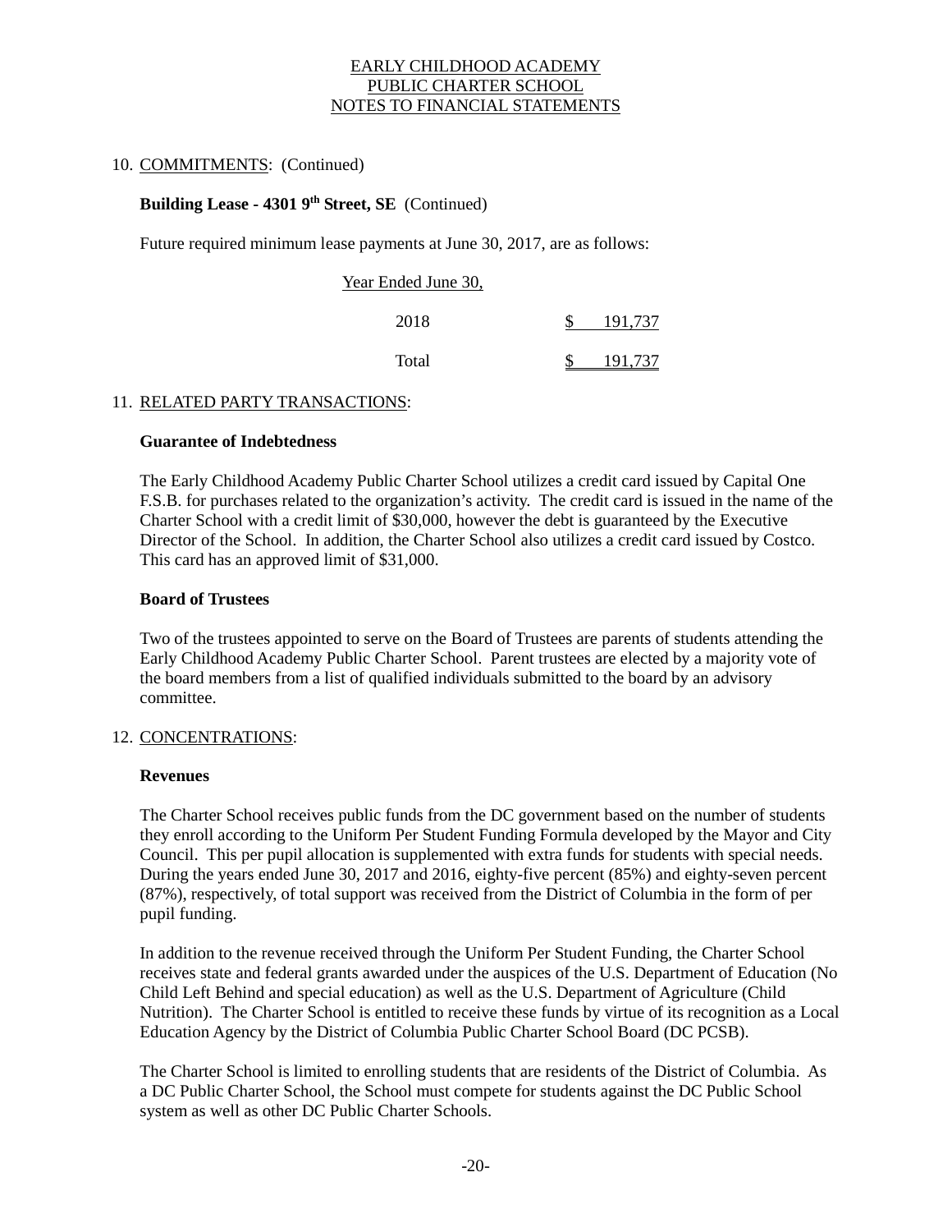EARLY CHILDHOOD ACADEMY
PUBLIC CHARTER SCHOOL
NOTES TO FINANCIAL STATEMENTS

10. COMMITMENTS: (Continued)

**Building Lease - 4301 9th Street, SE** (Continued)

Future required minimum lease payments at June 30, 2017, are as follows:

| Year Ended June 30, | |
|---|---|
| 2018 | $ 191,737 |
| Total | $ 191,737 |

11. RELATED PARTY TRANSACTIONS:

**Guarantee of Indebtedness**

The Early Childhood Academy Public Charter School utilizes a credit card issued by Capital One F.S.B. for purchases related to the organization's activity. The credit card is issued in the name of the Charter School with a credit limit of $30,000, however the debt is guaranteed by the Executive Director of the School. In addition, the Charter School also utilizes a credit card issued by Costco. This card has an approved limit of $31,000.

**Board of Trustees**

Two of the trustees appointed to serve on the Board of Trustees are parents of students attending the Early Childhood Academy Public Charter School. Parent trustees are elected by a majority vote of the board members from a list of qualified individuals submitted to the board by an advisory committee.

12. CONCENTRATIONS:

**Revenues**

The Charter School receives public funds from the DC government based on the number of students they enroll according to the Uniform Per Student Funding Formula developed by the Mayor and City Council. This per pupil allocation is supplemented with extra funds for students with special needs. During the years ended June 30, 2017 and 2016, eighty-five percent (85%) and eighty-seven percent (87%), respectively, of total support was received from the District of Columbia in the form of per pupil funding.

In addition to the revenue received through the Uniform Per Student Funding, the Charter School receives state and federal grants awarded under the auspices of the U.S. Department of Education (No Child Left Behind and special education) as well as the U.S. Department of Agriculture (Child Nutrition). The Charter School is entitled to receive these funds by virtue of its recognition as a Local Education Agency by the District of Columbia Public Charter School Board (DC PCSB).

The Charter School is limited to enrolling students that are residents of the District of Columbia. As a DC Public Charter School, the School must compete for students against the DC Public School system as well as other DC Public Charter Schools.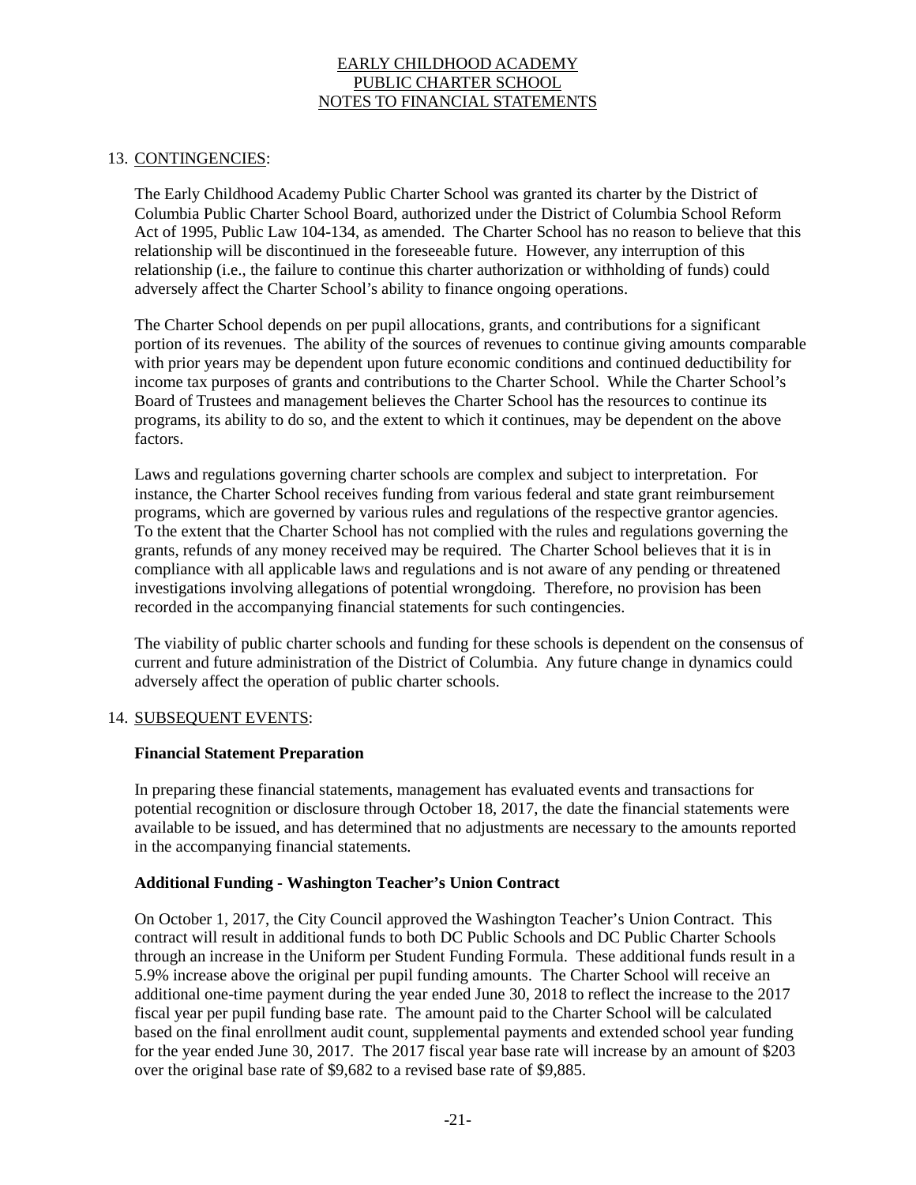EARLY CHILDHOOD ACADEMY
PUBLIC CHARTER SCHOOL
NOTES TO FINANCIAL STATEMENTS

## 13. CONTINGENCIES:

The Early Childhood Academy Public Charter School was granted its charter by the District of Columbia Public Charter School Board, authorized under the District of Columbia School Reform Act of 1995, Public Law 104-134, as amended. The Charter School has no reason to believe that this relationship will be discontinued in the foreseeable future. However, any interruption of this relationship (i.e., the failure to continue this charter authorization or withholding of funds) could adversely affect the Charter School's ability to finance ongoing operations.

The Charter School depends on per pupil allocations, grants, and contributions for a significant portion of its revenues. The ability of the sources of revenues to continue giving amounts comparable with prior years may be dependent upon future economic conditions and continued deductibility for income tax purposes of grants and contributions to the Charter School. While the Charter School's Board of Trustees and management believes the Charter School has the resources to continue its programs, its ability to do so, and the extent to which it continues, may be dependent on the above factors.

Laws and regulations governing charter schools are complex and subject to interpretation. For instance, the Charter School receives funding from various federal and state grant reimbursement programs, which are governed by various rules and regulations of the respective grantor agencies. To the extent that the Charter School has not complied with the rules and regulations governing the grants, refunds of any money received may be required. The Charter School believes that it is in compliance with all applicable laws and regulations and is not aware of any pending or threatened investigations involving allegations of potential wrongdoing. Therefore, no provision has been recorded in the accompanying financial statements for such contingencies.

The viability of public charter schools and funding for these schools is dependent on the consensus of current and future administration of the District of Columbia. Any future change in dynamics could adversely affect the operation of public charter schools.

## 14. SUBSEQUENT EVENTS:

### Financial Statement Preparation

In preparing these financial statements, management has evaluated events and transactions for potential recognition or disclosure through October 18, 2017, the date the financial statements were available to be issued, and has determined that no adjustments are necessary to the amounts reported in the accompanying financial statements.

### Additional Funding - Washington Teacher's Union Contract

On October 1, 2017, the City Council approved the Washington Teacher's Union Contract. This contract will result in additional funds to both DC Public Schools and DC Public Charter Schools through an increase in the Uniform per Student Funding Formula. These additional funds result in a 5.9% increase above the original per pupil funding amounts. The Charter School will receive an additional one-time payment during the year ended June 30, 2018 to reflect the increase to the 2017 fiscal year per pupil funding base rate. The amount paid to the Charter School will be calculated based on the final enrollment audit count, supplemental payments and extended school year funding for the year ended June 30, 2017. The 2017 fiscal year base rate will increase by an amount of $203 over the original base rate of $9,682 to a revised base rate of $9,885.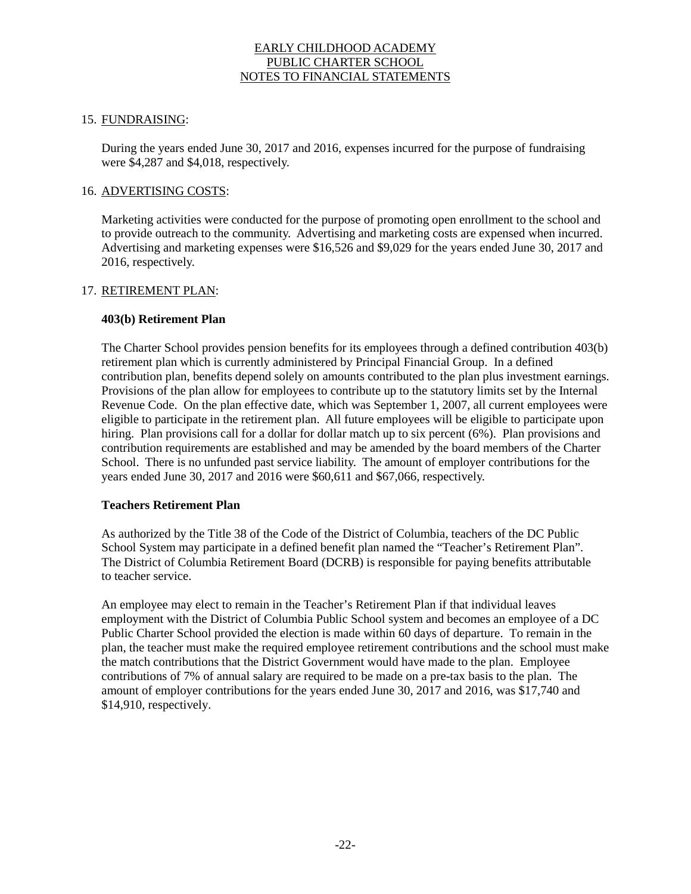## 15. FUNDRAISING:

During the years ended June 30, 2017 and 2016, expenses incurred for the purpose of fundraising were $4,287 and $4,018, respectively.

## 16. ADVERTISING COSTS:

Marketing activities were conducted for the purpose of promoting open enrollment to the school and to provide outreach to the community. Advertising and marketing costs are expensed when incurred. Advertising and marketing expenses were $16,526 and $9,029 for the years ended June 30, 2017 and 2016, respectively.

## 17. RETIREMENT PLAN:

**403(b) Retirement Plan**

The Charter School provides pension benefits for its employees through a defined contribution 403(b) retirement plan which is currently administered by Principal Financial Group. In a defined contribution plan, benefits depend solely on amounts contributed to the plan plus investment earnings. Provisions of the plan allow for employees to contribute up to the statutory limits set by the Internal Revenue Code. On the plan effective date, which was September 1, 2007, all current employees were eligible to participate in the retirement plan. All future employees will be eligible to participate upon hiring. Plan provisions call for a dollar for dollar match up to six percent (6%). Plan provisions and contribution requirements are established and may be amended by the board members of the Charter School. There is no unfunded past service liability. The amount of employer contributions for the years ended June 30, 2017 and 2016 were $60,611 and $67,066, respectively.

**Teachers Retirement Plan**

As authorized by the Title 38 of the Code of the District of Columbia, teachers of the DC Public School System may participate in a defined benefit plan named the "Teacher's Retirement Plan". The District of Columbia Retirement Board (DCRB) is responsible for paying benefits attributable to teacher service.

An employee may elect to remain in the Teacher's Retirement Plan if that individual leaves employment with the District of Columbia Public School system and becomes an employee of a DC Public Charter School provided the election is made within 60 days of departure. To remain in the plan, the teacher must make the required employee retirement contributions and the school must make the match contributions that the District Government would have made to the plan. Employee contributions of 7% of annual salary are required to be made on a pre-tax basis to the plan. The amount of employer contributions for the years ended June 30, 2017 and 2016, was $17,740 and $14,910, respectively.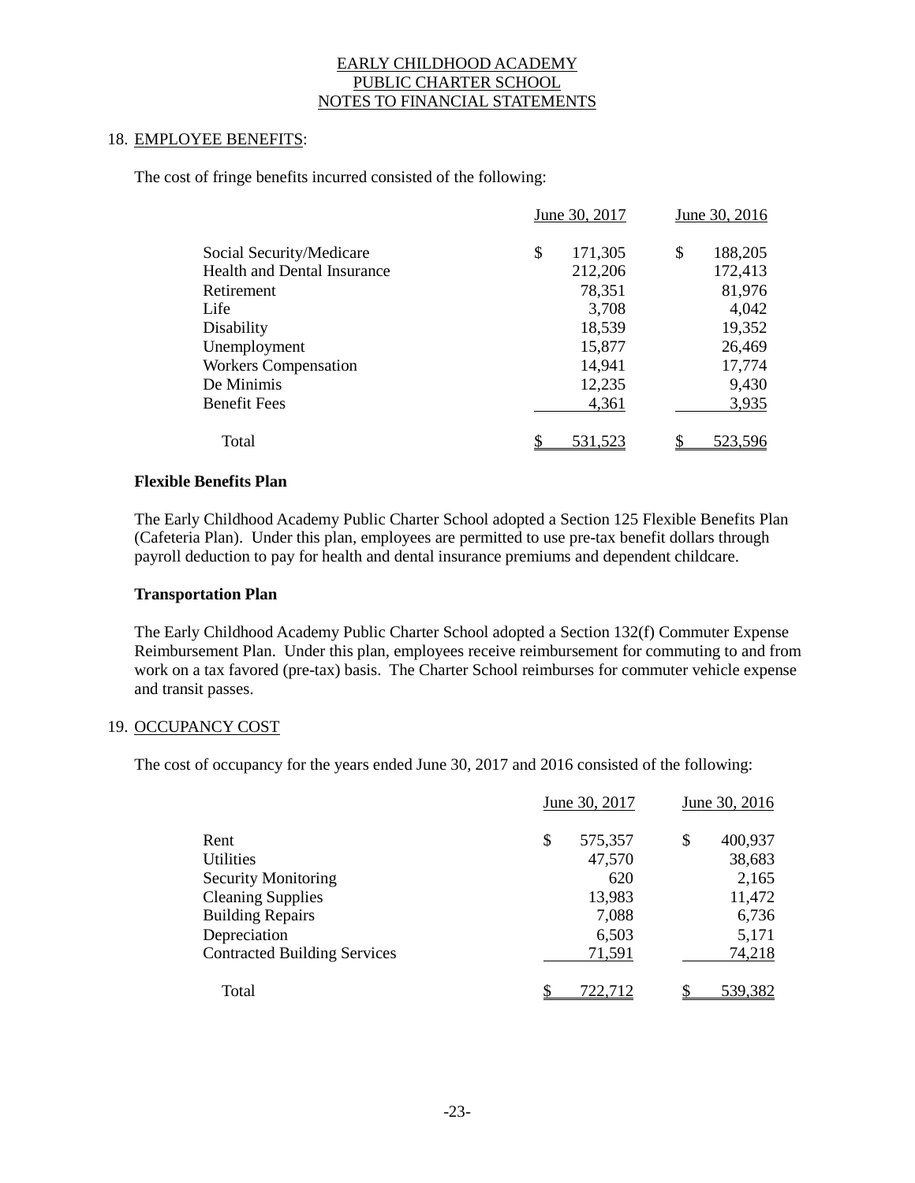EARLY CHILDHOOD ACADEMY
PUBLIC CHARTER SCHOOL
NOTES TO FINANCIAL STATEMENTS

## 18. EMPLOYEE BENEFITS:

The cost of fringe benefits incurred consisted of the following:

| | June 30, 2017 | June 30, 2016 |
|---|---|---|
| Social Security/Medicare | $ 171,305 | $ 188,205 |
| Health and Dental Insurance | 212,206 | 172,413 |
| Retirement | 78,351 | 81,976 |
| Life | 3,708 | 4,042 |
| Disability | 18,539 | 19,352 |
| Unemployment | 15,877 | 26,469 |
| Workers Compensation | 14,941 | 17,774 |
| De Minimis | 12,235 | 9,430 |
| Benefit Fees | 4,361 | 3,935 |
| Total | $ 531,523 | $ 523,596 |

**Flexible Benefits Plan**

The Early Childhood Academy Public Charter School adopted a Section 125 Flexible Benefits Plan (Cafeteria Plan). Under this plan, employees are permitted to use pre-tax benefit dollars through payroll deduction to pay for health and dental insurance premiums and dependent childcare.

**Transportation Plan**

The Early Childhood Academy Public Charter School adopted a Section 132(f) Commuter Expense Reimbursement Plan. Under this plan, employees receive reimbursement for commuting to and from work on a tax favored (pre-tax) basis. The Charter School reimburses for commuter vehicle expense and transit passes.

## 19. OCCUPANCY COST

The cost of occupancy for the years ended June 30, 2017 and 2016 consisted of the following:

| | June 30, 2017 | June 30, 2016 |
|---|---|---|
| Rent | $ 575,357 | $ 400,937 |
| Utilities | 47,570 | 38,683 |
| Security Monitoring | 620 | 2,165 |
| Cleaning Supplies | 13,983 | 11,472 |
| Building Repairs | 7,088 | 6,736 |
| Depreciation | 6,503 | 5,171 |
| Contracted Building Services | 71,591 | 74,218 |
| Total | $ 722,712 | $ 539,382 |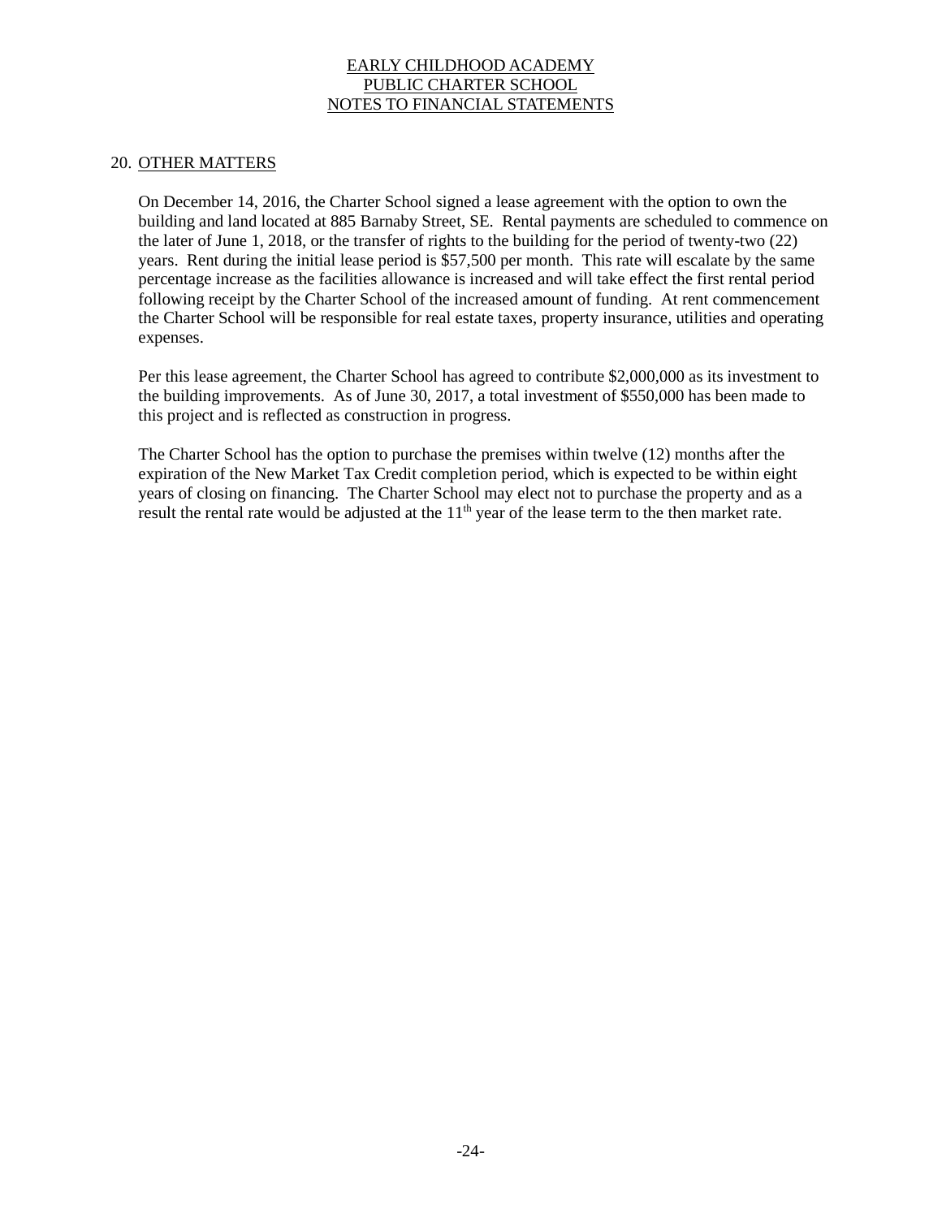# EARLY CHILDHOOD ACADEMY PUBLIC CHARTER SCHOOL NOTES TO FINANCIAL STATEMENTS

## 20. OTHER MATTERS

On December 14, 2016, the Charter School signed a lease agreement with the option to own the building and land located at 885 Barnaby Street, SE. Rental payments are scheduled to commence on the later of June 1, 2018, or the transfer of rights to the building for the period of twenty-two (22) years. Rent during the initial lease period is $57,500 per month. This rate will escalate by the same percentage increase as the facilities allowance is increased and will take effect the first rental period following receipt by the Charter School of the increased amount of funding. At rent commencement the Charter School will be responsible for real estate taxes, property insurance, utilities and operating expenses.

Per this lease agreement, the Charter School has agreed to contribute $2,000,000 as its investment to the building improvements. As of June 30, 2017, a total investment of $550,000 has been made to this project and is reflected as construction in progress.

The Charter School has the option to purchase the premises within twelve (12) months after the expiration of the New Market Tax Credit completion period, which is expected to be within eight years of closing on financing. The Charter School may elect not to purchase the property and as a result the rental rate would be adjusted at the 11th year of the lease term to the then market rate.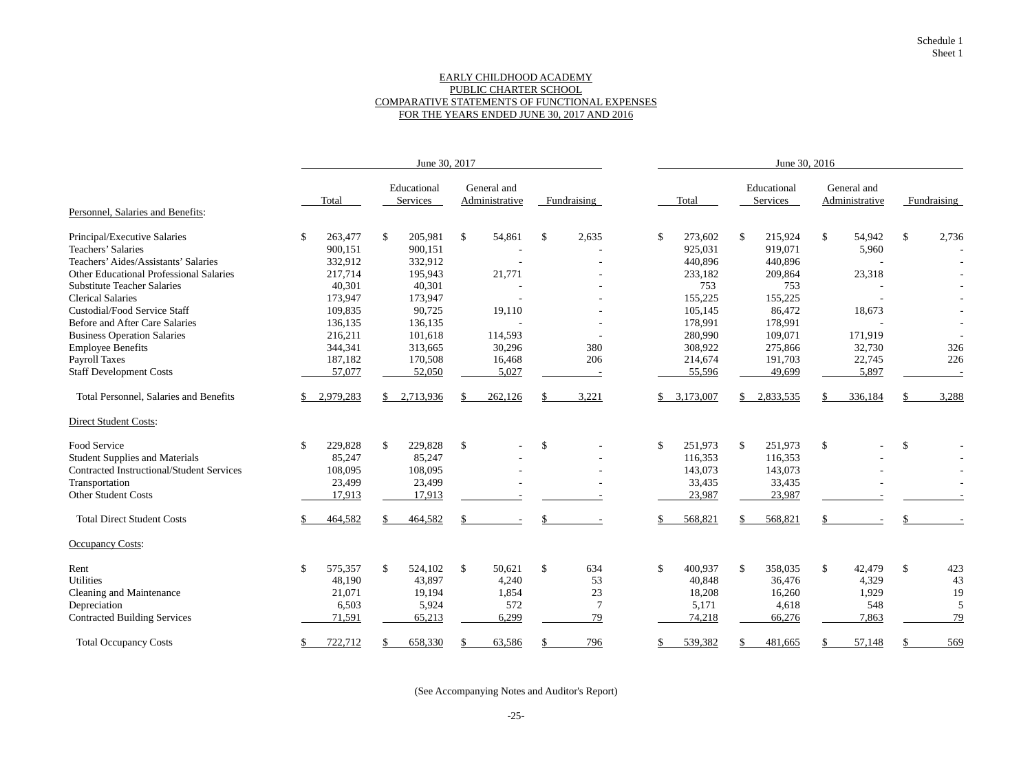Schedule 1
Sheet 1

EARLY CHILDHOOD ACADEMY
PUBLIC CHARTER SCHOOL
COMPARATIVE STATEMENTS OF FUNCTIONAL EXPENSES
FOR THE YEARS ENDED JUNE 30, 2017 AND 2016

| | June 30, 2017 | | | | June 30, 2016 | | | |
|---|---|---|---|---|---|---|---|---|
| | Total | Educational Services | General and Administrative | Fundraising | Total | Educational Services | General and Administrative | Fundraising |
| **Personnel, Salaries and Benefits:** | | | | | | | | |
| Principal/Executive Salaries | $ 263,477 | $ 205,981 | $ 54,861 | $ 2,635 | $ 273,602 | $ 215,924 | $ 54,942 | $ 2,736 |
| Teachers' Salaries | 900,151 | 900,151 | - | - | 925,031 | 919,071 | 5,960 | - |
| Teachers' Aides/Assistants' Salaries | 332,912 | 332,912 | - | - | 440,896 | 440,896 | - | - |
| Other Educational Professional Salaries | 217,714 | 195,943 | 21,771 | - | 233,182 | 209,864 | 23,318 | - |
| Substitute Teacher Salaries | 40,301 | 40,301 | - | - | 753 | 753 | - | - |
| Clerical Salaries | 173,947 | 173,947 | - | - | 155,225 | 155,225 | - | - |
| Custodial/Food Service Staff | 109,835 | 90,725 | 19,110 | - | 105,145 | 86,472 | 18,673 | - |
| Before and After Care Salaries | 136,135 | 136,135 | - | - | 178,991 | 178,991 | - | - |
| Business Operation Salaries | 216,211 | 101,618 | 114,593 | - | 280,990 | 109,071 | 171,919 | - |
| Employee Benefits | 344,341 | 313,665 | 30,296 | 380 | 308,922 | 275,866 | 32,730 | 326 |
| Payroll Taxes | 187,182 | 170,508 | 16,468 | 206 | 214,674 | 191,703 | 22,745 | 226 |
| Staff Development Costs | 57,077 | 52,050 | 5,027 | - | 55,596 | 49,699 | 5,897 | - |
| Total Personnel, Salaries and Benefits | $ 2,979,283 | $ 2,713,936 | $ 262,126 | $ 3,221 | $ 3,173,007 | $ 2,833,535 | $ 336,184 | $ 3,288 |
| **Direct Student Costs:** | | | | | | | | |
| Food Service | $ 229,828 | $ 229,828 | $ - | $ - | $ 251,973 | $ 251,973 | $ - | $ - |
| Student Supplies and Materials | 85,247 | 85,247 | - | - | 116,353 | 116,353 | - | - |
| Contracted Instructional/Student Services | 108,095 | 108,095 | - | - | 143,073 | 143,073 | - | - |
| Transportation | 23,499 | 23,499 | - | - | 33,435 | 33,435 | - | - |
| Other Student Costs | 17,913 | 17,913 | - | - | 23,987 | 23,987 | - | - |
| Total Direct Student Costs | $ 464,582 | $ 464,582 | $ - | $ - | $ 568,821 | $ 568,821 | $ - | $ - |
| **Occupancy Costs:** | | | | | | | | |
| Rent | $ 575,357 | $ 524,102 | $ 50,621 | $ 634 | $ 400,937 | $ 358,035 | $ 42,479 | $ 423 |
| Utilities | 48,190 | 43,897 | 4,240 | 53 | 40,848 | 36,476 | 4,329 | 43 |
| Cleaning and Maintenance | 21,071 | 19,194 | 1,854 | 23 | 18,208 | 16,260 | 1,929 | 19 |
| Depreciation | 6,503 | 5,924 | 572 | 7 | 5,171 | 4,618 | 548 | 5 |
| Contracted Building Services | 71,591 | 65,213 | 6,299 | 79 | 74,218 | 66,276 | 7,863 | 79 |
| Total Occupancy Costs | $ 722,712 | $ 658,330 | $ 63,586 | $ 796 | $ 539,382 | $ 481,665 | $ 57,148 | $ 569 |

(See Accompanying Notes and Auditor's Report)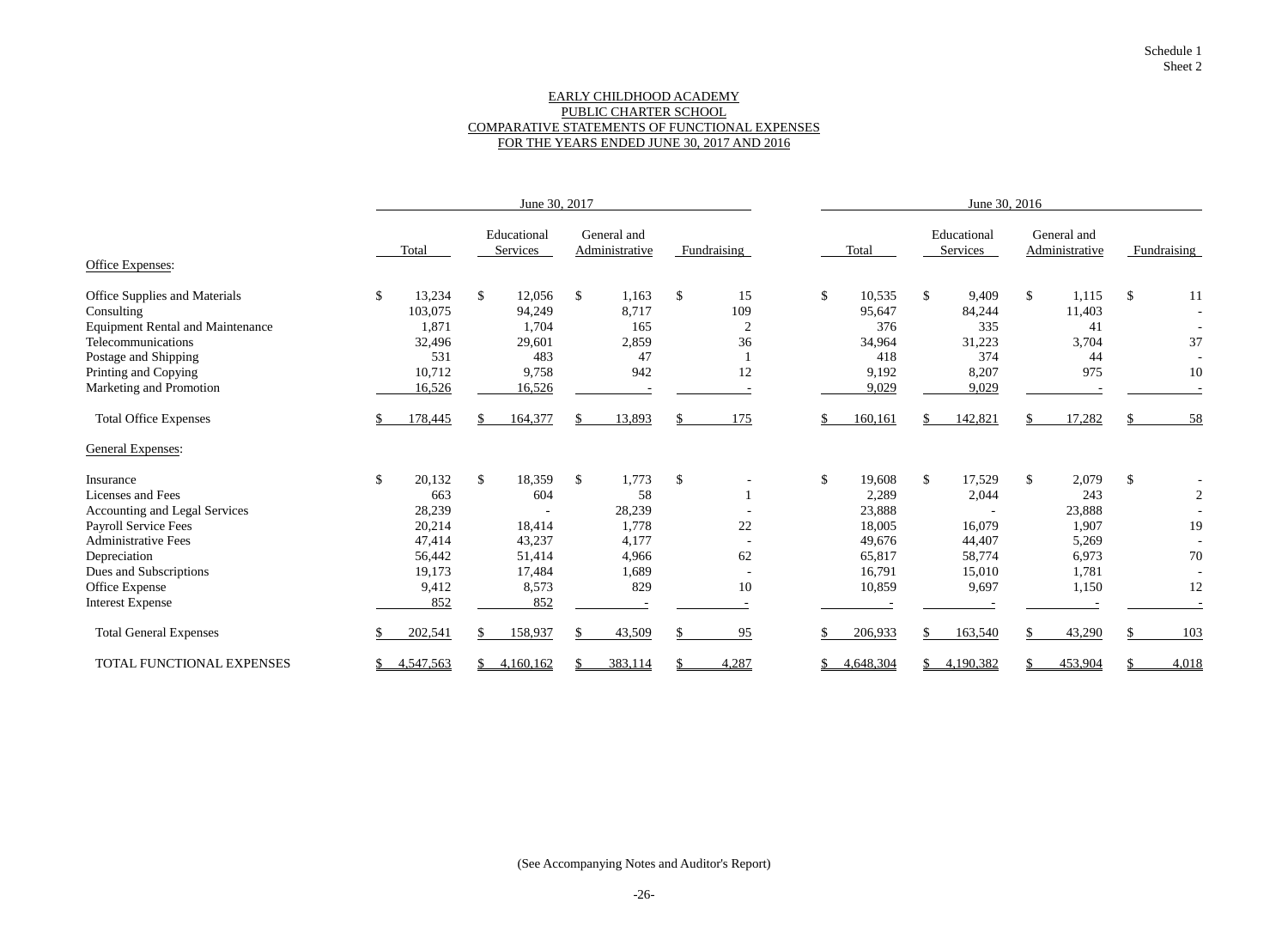Schedule 1
Sheet 2

# EARLY CHILDHOOD ACADEMY
## PUBLIC CHARTER SCHOOL
## COMPARATIVE STATEMENTS OF FUNCTIONAL EXPENSES
## FOR THE YEARS ENDED JUNE 30, 2017 AND 2016

| | June 30, 2017 | | | | June 30, 2016 | | | |
|---|---|---|---|---|---|---|---|---|
| | Total | Educational Services | General and Administrative | Fundraising | Total | Educational Services | General and Administrative | Fundraising |
| Office Expenses: | | | | | | | | |
| Office Supplies and Materials | $ 13,234 | $ 12,056 | $ 1,163 | $ 15 | $ 10,535 | $ 9,409 | $ 1,115 | $ 11 |
| Consulting | 103,075 | 94,249 | 8,717 | 109 | 95,647 | 84,244 | 11,403 | - |
| Equipment Rental and Maintenance | 1,871 | 1,704 | 165 | 2 | 376 | 335 | 41 | - |
| Telecommunications | 32,496 | 29,601 | 2,859 | 36 | 34,964 | 31,223 | 3,704 | 37 |
| Postage and Shipping | 531 | 483 | 47 | 1 | 418 | 374 | 44 | - |
| Printing and Copying | 10,712 | 9,758 | 942 | 12 | 9,192 | 8,207 | 975 | 10 |
| Marketing and Promotion | 16,526 | 16,526 | - | - | 9,029 | 9,029 | - | - |
| Total Office Expenses | $ 178,445 | $ 164,377 | $ 13,893 | $ 175 | $ 160,161 | $ 142,821 | $ 17,282 | $ 58 |
| General Expenses: | | | | | | | | |
| Insurance | $ 20,132 | $ 18,359 | $ 1,773 | $ - | $ 19,608 | $ 17,529 | $ 2,079 | $ - |
| Licenses and Fees | 663 | 604 | 58 | 1 | 2,289 | 2,044 | 243 | 2 |
| Accounting and Legal Services | 28,239 | - | 28,239 | - | 23,888 | - | 23,888 | - |
| Payroll Service Fees | 20,214 | 18,414 | 1,778 | 22 | 18,005 | 16,079 | 1,907 | 19 |
| Administrative Fees | 47,414 | 43,237 | 4,177 | - | 49,676 | 44,407 | 5,269 | - |
| Depreciation | 56,442 | 51,414 | 4,966 | 62 | 65,817 | 58,774 | 6,973 | 70 |
| Dues and Subscriptions | 19,173 | 17,484 | 1,689 | - | 16,791 | 15,010 | 1,781 | - |
| Office Expense | 9,412 | 8,573 | 829 | 10 | 10,859 | 9,697 | 1,150 | 12 |
| Interest Expense | 852 | 852 | - | - | - | - | - | - |
| Total General Expenses | $ 202,541 | $ 158,937 | $ 43,509 | $ 95 | $ 206,933 | $ 163,540 | $ 43,290 | $ 103 |
| TOTAL FUNCTIONAL EXPENSES | $ 4,547,563 | $ 4,160,162 | $ 383,114 | $ 4,287 | $ 4,648,304 | $ 4,190,382 | $ 453,904 | $ 4,018 |

(See Accompanying Notes and Auditor's Report)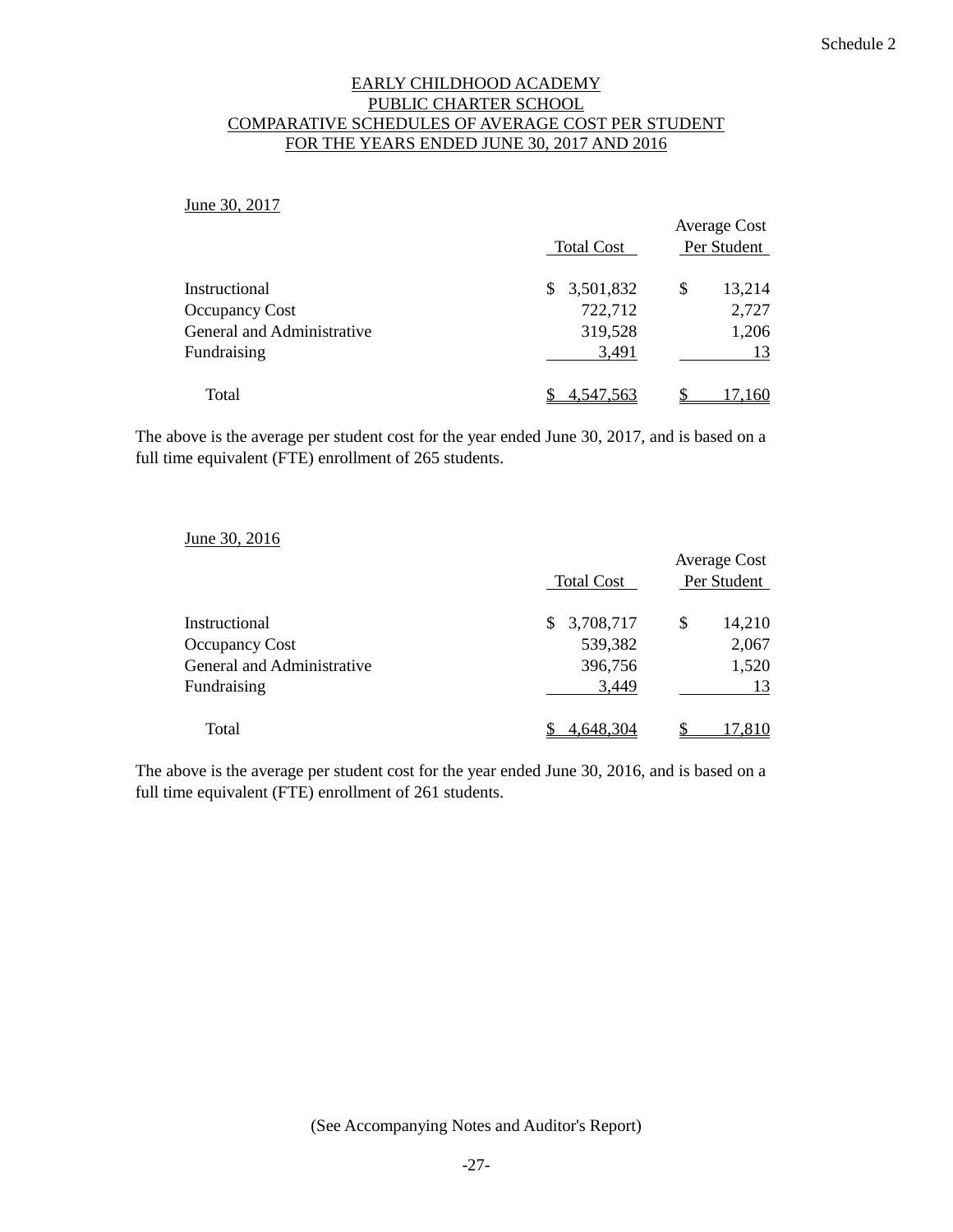Schedule 2

# EARLY CHILDHOOD ACADEMY
## PUBLIC CHARTER SCHOOL
## COMPARATIVE SCHEDULES OF AVERAGE COST PER STUDENT
## FOR THE YEARS ENDED JUNE 30, 2017 AND 2016

June 30, 2017

| | Total Cost | Average Cost Per Student |
|---|---|---|
| Instructional | $ 3,501,832 | $ 13,214 |
| Occupancy Cost | 722,712 | 2,727 |
| General and Administrative | 319,528 | 1,206 |
| Fundraising | 3,491 | 13 |
| Total | $ 4,547,563 | $ 17,160 |

The above is the average per student cost for the year ended June 30, 2017, and is based on a full time equivalent (FTE) enrollment of 265 students.

June 30, 2016

| | Total Cost | Average Cost Per Student |
|---|---|---|
| Instructional | $ 3,708,717 | $ 14,210 |
| Occupancy Cost | 539,382 | 2,067 |
| General and Administrative | 396,756 | 1,520 |
| Fundraising | 3,449 | 13 |
| Total | $ 4,648,304 | $ 17,810 |

The above is the average per student cost for the year ended June 30, 2016, and is based on a full time equivalent (FTE) enrollment of 261 students.

(See Accompanying Notes and Auditor's Report)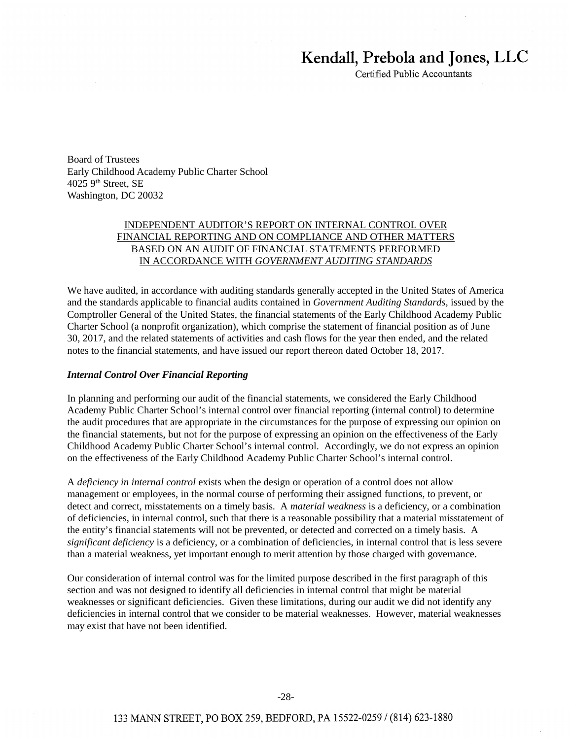# Kendall, Prebola and Jones, LLC

Certified Public Accountants

Board of Trustees
Early Childhood Academy Public Charter School
4025 9th Street, SE
Washington, DC 20032

## INDEPENDENT AUDITOR'S REPORT ON INTERNAL CONTROL OVER FINANCIAL REPORTING AND ON COMPLIANCE AND OTHER MATTERS BASED ON AN AUDIT OF FINANCIAL STATEMENTS PERFORMED IN ACCORDANCE WITH *GOVERNMENT AUDITING STANDARDS*

We have audited, in accordance with auditing standards generally accepted in the United States of America and the standards applicable to financial audits contained in *Government Auditing Standards*, issued by the Comptroller General of the United States, the financial statements of the Early Childhood Academy Public Charter School (a nonprofit organization), which comprise the statement of financial position as of June 30, 2017, and the related statements of activities and cash flows for the year then ended, and the related notes to the financial statements, and have issued our report thereon dated October 18, 2017.

### *Internal Control Over Financial Reporting*

In planning and performing our audit of the financial statements, we considered the Early Childhood Academy Public Charter School's internal control over financial reporting (internal control) to determine the audit procedures that are appropriate in the circumstances for the purpose of expressing our opinion on the financial statements, but not for the purpose of expressing an opinion on the effectiveness of the Early Childhood Academy Public Charter School's internal control. Accordingly, we do not express an opinion on the effectiveness of the Early Childhood Academy Public Charter School's internal control.

A *deficiency in internal control* exists when the design or operation of a control does not allow management or employees, in the normal course of performing their assigned functions, to prevent, or detect and correct, misstatements on a timely basis. A *material weakness* is a deficiency, or a combination of deficiencies, in internal control, such that there is a reasonable possibility that a material misstatement of the entity's financial statements will not be prevented, or detected and corrected on a timely basis. A *significant deficiency* is a deficiency, or a combination of deficiencies, in internal control that is less severe than a material weakness, yet important enough to merit attention by those charged with governance.

Our consideration of internal control was for the limited purpose described in the first paragraph of this section and was not designed to identify all deficiencies in internal control that might be material weaknesses or significant deficiencies. Given these limitations, during our audit we did not identify any deficiencies in internal control that we consider to be material weaknesses. However, material weaknesses may exist that have not been identified.

133 MANN STREET, PO BOX 259, BEDFORD, PA 15522-0259 / (814) 623-1880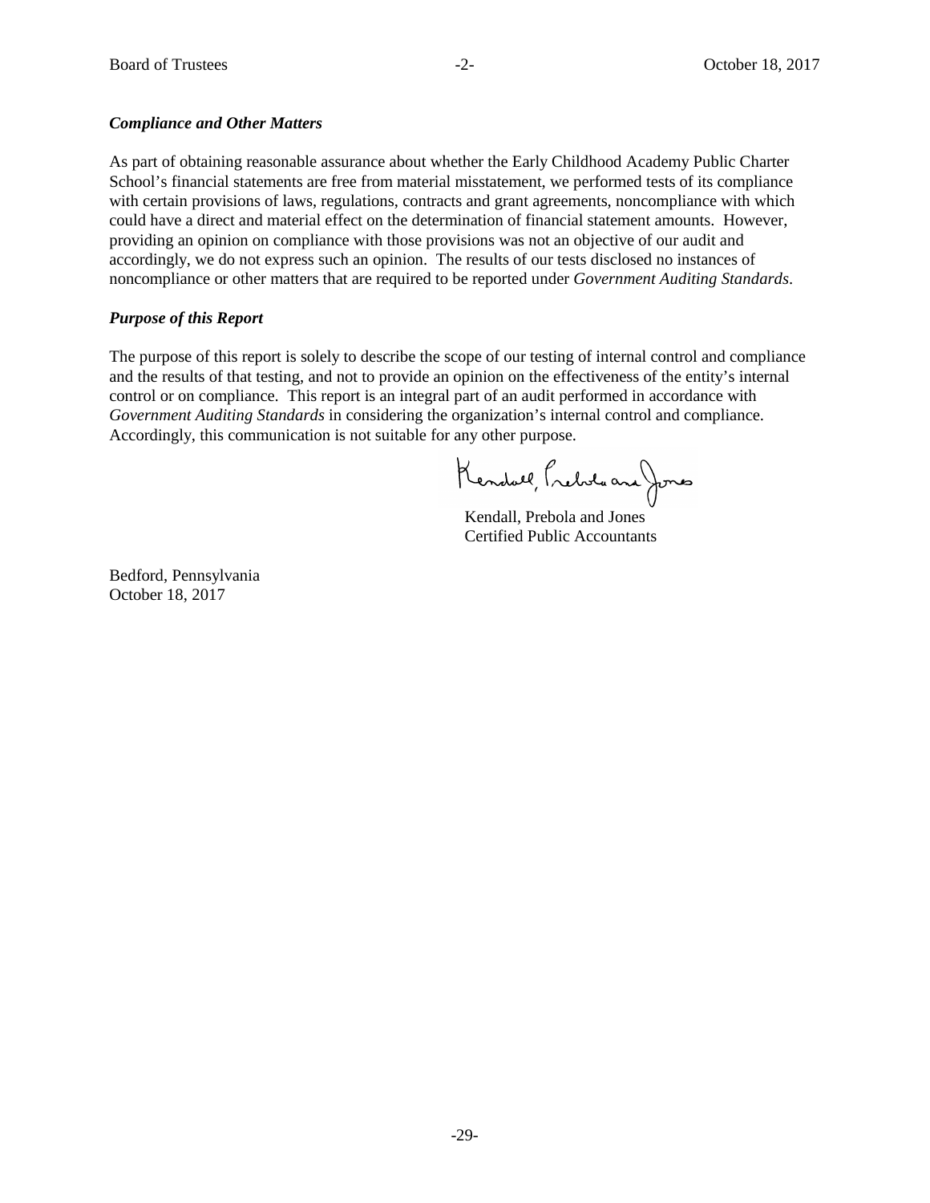### *Compliance and Other Matters*

As part of obtaining reasonable assurance about whether the Early Childhood Academy Public Charter School's financial statements are free from material misstatement, we performed tests of its compliance with certain provisions of laws, regulations, contracts and grant agreements, noncompliance with which could have a direct and material effect on the determination of financial statement amounts. However, providing an opinion on compliance with those provisions was not an objective of our audit and accordingly, we do not express such an opinion. The results of our tests disclosed no instances of noncompliance or other matters that are required to be reported under *Government Auditing Standards*.

### *Purpose of this Report*

The purpose of this report is solely to describe the scope of our testing of internal control and compliance and the results of that testing, and not to provide an opinion on the effectiveness of the entity's internal control or on compliance. This report is an integral part of an audit performed in accordance with *Government Auditing Standards* in considering the organization's internal control and compliance. Accordingly, this communication is not suitable for any other purpose.

Kendall, Prebola and Jones
Certified Public Accountants

Bedford, Pennsylvania
October 18, 2017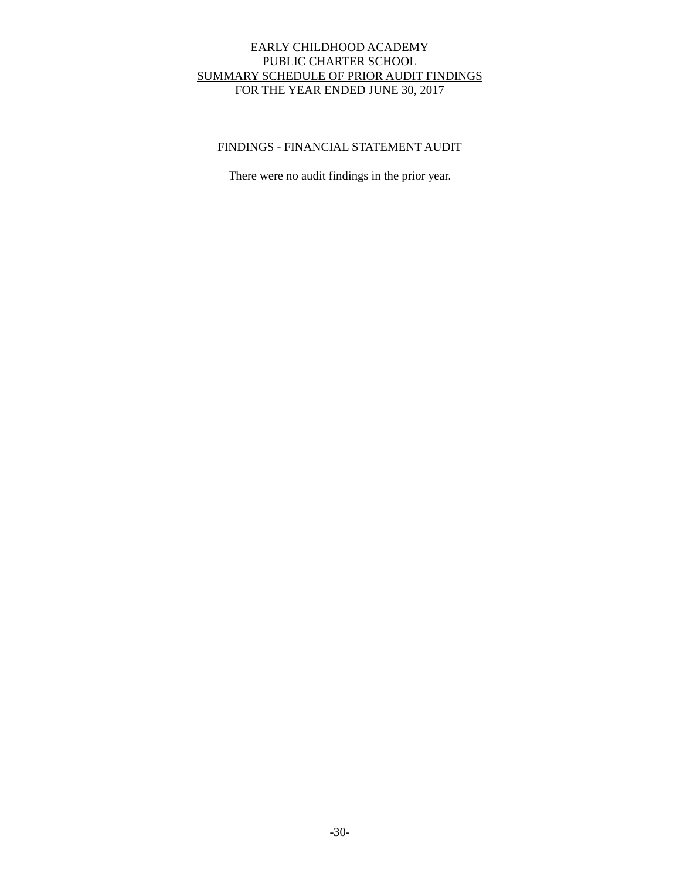# EARLY CHILDHOOD ACADEMY
# PUBLIC CHARTER SCHOOL
# SUMMARY SCHEDULE OF PRIOR AUDIT FINDINGS
# FOR THE YEAR ENDED JUNE 30, 2017

## FINDINGS - FINANCIAL STATEMENT AUDIT

There were no audit findings in the prior year.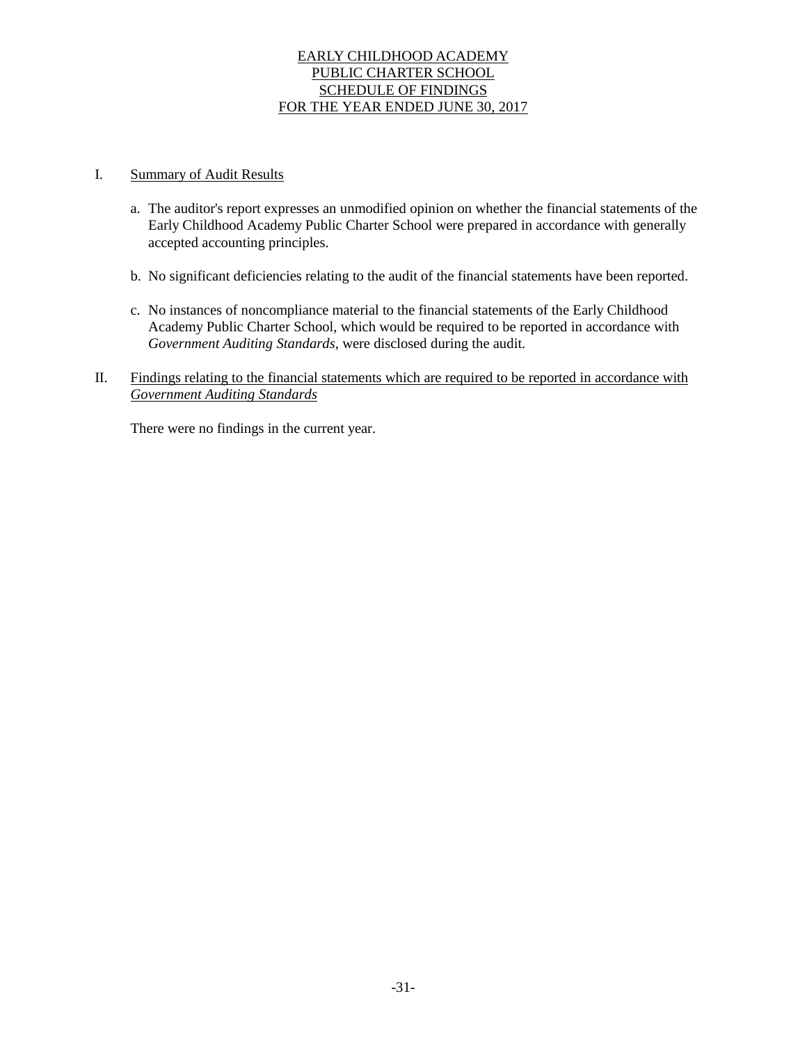# EARLY CHILDHOOD ACADEMY
# PUBLIC CHARTER SCHOOL
# SCHEDULE OF FINDINGS
# FOR THE YEAR ENDED JUNE 30, 2017

## I. Summary of Audit Results

a. The auditor's report expresses an unmodified opinion on whether the financial statements of the Early Childhood Academy Public Charter School were prepared in accordance with generally accepted accounting principles.

b. No significant deficiencies relating to the audit of the financial statements have been reported.

c. No instances of noncompliance material to the financial statements of the Early Childhood Academy Public Charter School, which would be required to be reported in accordance with *Government Auditing Standards*, were disclosed during the audit.

## II. Findings relating to the financial statements which are required to be reported in accordance with *Government Auditing Standards*

There were no findings in the current year.